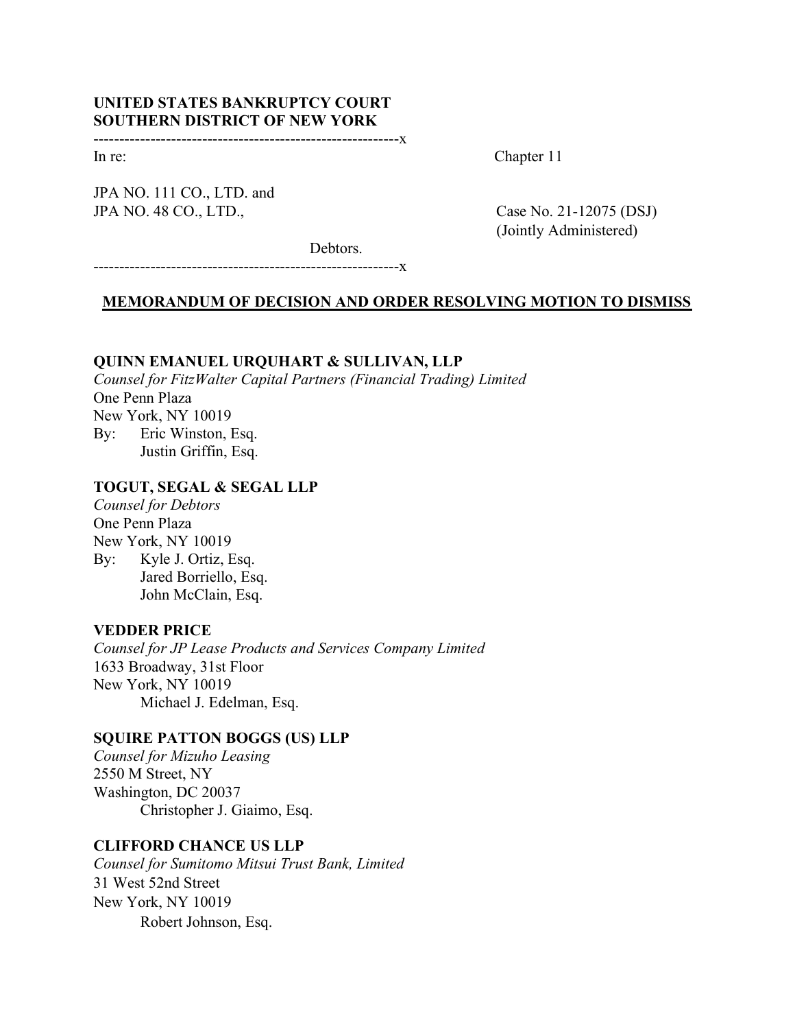**UNITED STATES BANKRUPTCY COURT**
**SOUTHERN DISTRICT OF NEW YORK**

-----------------------------------------------------------x

In re: Chapter 11

JPA NO. 111 CO., LTD. and
JPA NO. 48 CO., LTD., Case No. 21-12075 (DSJ)
(Jointly Administered)

Debtors.

-----------------------------------------------------------x

**MEMORANDUM OF DECISION AND ORDER RESOLVING MOTION TO DISMISS**

**QUINN EMANUEL URQUHART & SULLIVAN, LLP**
*Counsel for FitzWalter Capital Partners (Financial Trading) Limited*
One Penn Plaza
New York, NY 10019
By: Eric Winston, Esq.
Justin Griffin, Esq.

**TOGUT, SEGAL & SEGAL LLP**
*Counsel for Debtors*
One Penn Plaza
New York, NY 10019
By: Kyle J. Ortiz, Esq.
Jared Borriello, Esq.
John McClain, Esq.

**VEDDER PRICE**
*Counsel for JP Lease Products and Services Company Limited*
1633 Broadway, 31st Floor
New York, NY 10019
Michael J. Edelman, Esq.

**SQUIRE PATTON BOGGS (US) LLP**
*Counsel for Mizuho Leasing*
2550 M Street, NY
Washington, DC 20037
Christopher J. Giaimo, Esq.

**CLIFFORD CHANCE US LLP**
*Counsel for Sumitomo Mitsui Trust Bank, Limited*
31 West 52nd Street
New York, NY 10019
Robert Johnson, Esq.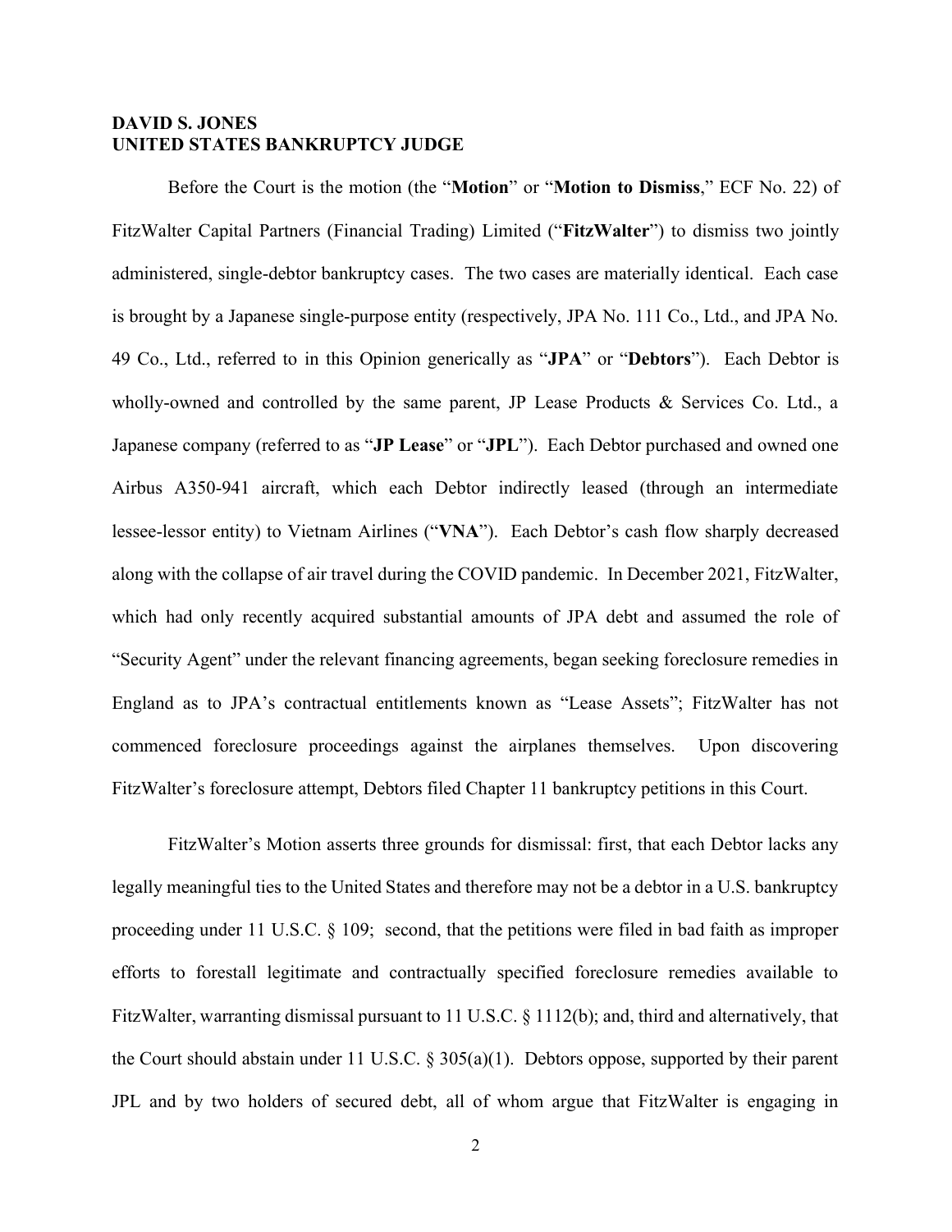**DAVID S. JONES**
**UNITED STATES BANKRUPTCY JUDGE**

Before the Court is the motion (the "**Motion**" or "**Motion to Dismiss**," ECF No. 22) of FitzWalter Capital Partners (Financial Trading) Limited ("**FitzWalter**") to dismiss two jointly administered, single-debtor bankruptcy cases. The two cases are materially identical. Each case is brought by a Japanese single-purpose entity (respectively, JPA No. 111 Co., Ltd., and JPA No. 49 Co., Ltd., referred to in this Opinion generically as "**JPA**" or "**Debtors**"). Each Debtor is wholly-owned and controlled by the same parent, JP Lease Products & Services Co. Ltd., a Japanese company (referred to as "**JP Lease**" or "**JPL**"). Each Debtor purchased and owned one Airbus A350-941 aircraft, which each Debtor indirectly leased (through an intermediate lessee-lessor entity) to Vietnam Airlines ("**VNA**"). Each Debtor's cash flow sharply decreased along with the collapse of air travel during the COVID pandemic. In December 2021, FitzWalter, which had only recently acquired substantial amounts of JPA debt and assumed the role of "Security Agent" under the relevant financing agreements, began seeking foreclosure remedies in England as to JPA's contractual entitlements known as "Lease Assets"; FitzWalter has not commenced foreclosure proceedings against the airplanes themselves. Upon discovering FitzWalter's foreclosure attempt, Debtors filed Chapter 11 bankruptcy petitions in this Court.

FitzWalter's Motion asserts three grounds for dismissal: first, that each Debtor lacks any legally meaningful ties to the United States and therefore may not be a debtor in a U.S. bankruptcy proceeding under 11 U.S.C. § 109; second, that the petitions were filed in bad faith as improper efforts to forestall legitimate and contractually specified foreclosure remedies available to FitzWalter, warranting dismissal pursuant to 11 U.S.C. § 1112(b); and, third and alternatively, that the Court should abstain under 11 U.S.C. § 305(a)(1). Debtors oppose, supported by their parent JPL and by two holders of secured debt, all of whom argue that FitzWalter is engaging in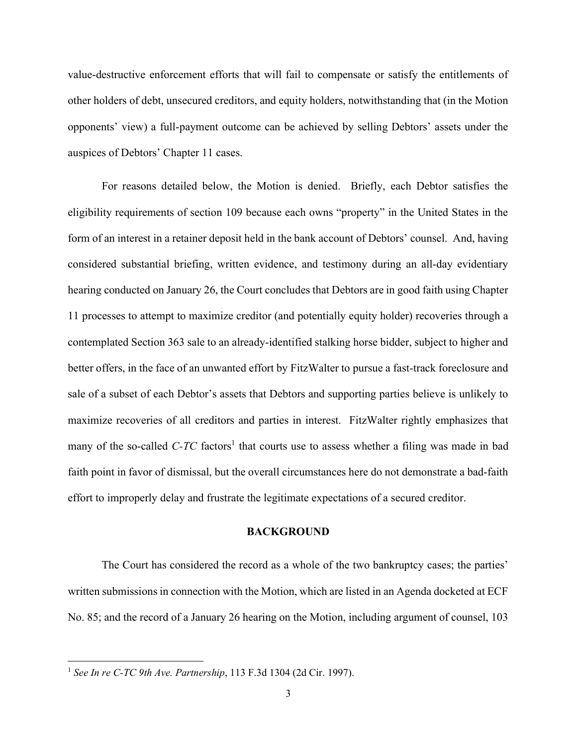value-destructive enforcement efforts that will fail to compensate or satisfy the entitlements of other holders of debt, unsecured creditors, and equity holders, notwithstanding that (in the Motion opponents' view) a full-payment outcome can be achieved by selling Debtors' assets under the auspices of Debtors' Chapter 11 cases.

For reasons detailed below, the Motion is denied. Briefly, each Debtor satisfies the eligibility requirements of section 109 because each owns "property" in the United States in the form of an interest in a retainer deposit held in the bank account of Debtors' counsel. And, having considered substantial briefing, written evidence, and testimony during an all-day evidentiary hearing conducted on January 26, the Court concludes that Debtors are in good faith using Chapter 11 processes to attempt to maximize creditor (and potentially equity holder) recoveries through a contemplated Section 363 sale to an already-identified stalking horse bidder, subject to higher and better offers, in the face of an unwanted effort by FitzWalter to pursue a fast-track foreclosure and sale of a subset of each Debtor's assets that Debtors and supporting parties believe is unlikely to maximize recoveries of all creditors and parties in interest. FitzWalter rightly emphasizes that many of the so-called *C-TC* factors[1] that courts use to assess whether a filing was made in bad faith point in favor of dismissal, but the overall circumstances here do not demonstrate a bad-faith effort to improperly delay and frustrate the legitimate expectations of a secured creditor.

## BACKGROUND

The Court has considered the record as a whole of the two bankruptcy cases; the parties' written submissions in connection with the Motion, which are listed in an Agenda docketed at ECF No. 85; and the record of a January 26 hearing on the Motion, including argument of counsel, 103

---

[1] *See In re C-TC 9th Ave. Partnership*, 113 F.3d 1304 (2d Cir. 1997).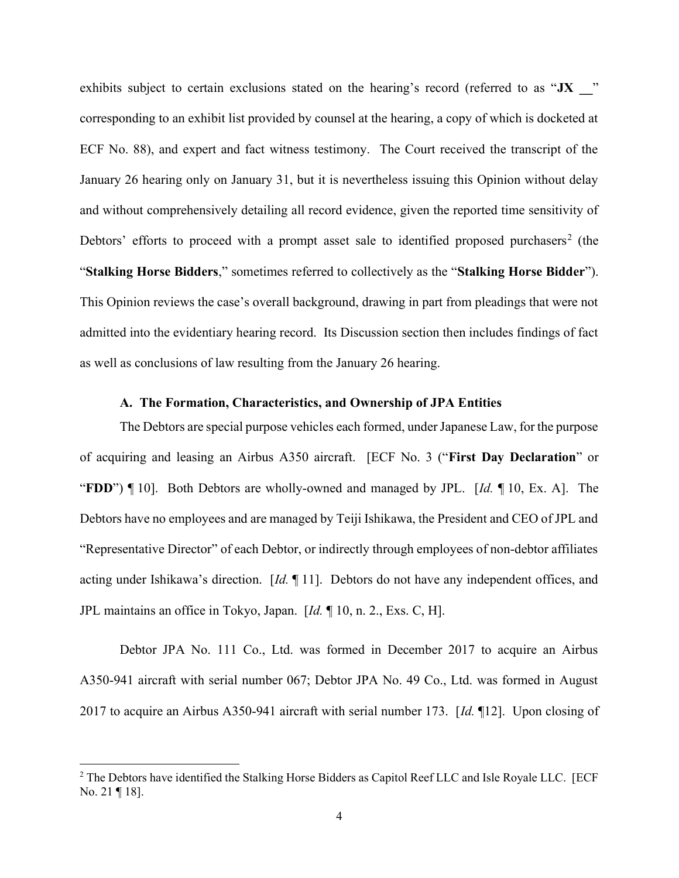exhibits subject to certain exclusions stated on the hearing's record (referred to as "**JX __**" corresponding to an exhibit list provided by counsel at the hearing, a copy of which is docketed at ECF No. 88), and expert and fact witness testimony. The Court received the transcript of the January 26 hearing only on January 31, but it is nevertheless issuing this Opinion without delay and without comprehensively detailing all record evidence, given the reported time sensitivity of Debtors' efforts to proceed with a prompt asset sale to identified proposed purchasers[2] (the "**Stalking Horse Bidders**," sometimes referred to collectively as the "**Stalking Horse Bidder**"). This Opinion reviews the case's overall background, drawing in part from pleadings that were not admitted into the evidentiary hearing record. Its Discussion section then includes findings of fact as well as conclusions of law resulting from the January 26 hearing.

### A. The Formation, Characteristics, and Ownership of JPA Entities

The Debtors are special purpose vehicles each formed, under Japanese Law, for the purpose of acquiring and leasing an Airbus A350 aircraft. [ECF No. 3 ("**First Day Declaration**" or "**FDD**") ¶ 10]. Both Debtors are wholly-owned and managed by JPL. [*Id.* ¶ 10, Ex. A]. The Debtors have no employees and are managed by Teiji Ishikawa, the President and CEO of JPL and "Representative Director" of each Debtor, or indirectly through employees of non-debtor affiliates acting under Ishikawa's direction. [*Id.* ¶ 11]. Debtors do not have any independent offices, and JPL maintains an office in Tokyo, Japan. [*Id.* ¶ 10, n. 2., Exs. C, H].

Debtor JPA No. 111 Co., Ltd. was formed in December 2017 to acquire an Airbus A350-941 aircraft with serial number 067; Debtor JPA No. 49 Co., Ltd. was formed in August 2017 to acquire an Airbus A350-941 aircraft with serial number 173. [*Id.* ¶12]. Upon closing of

---

[2] The Debtors have identified the Stalking Horse Bidders as Capitol Reef LLC and Isle Royale LLC. [ECF No. 21 ¶ 18].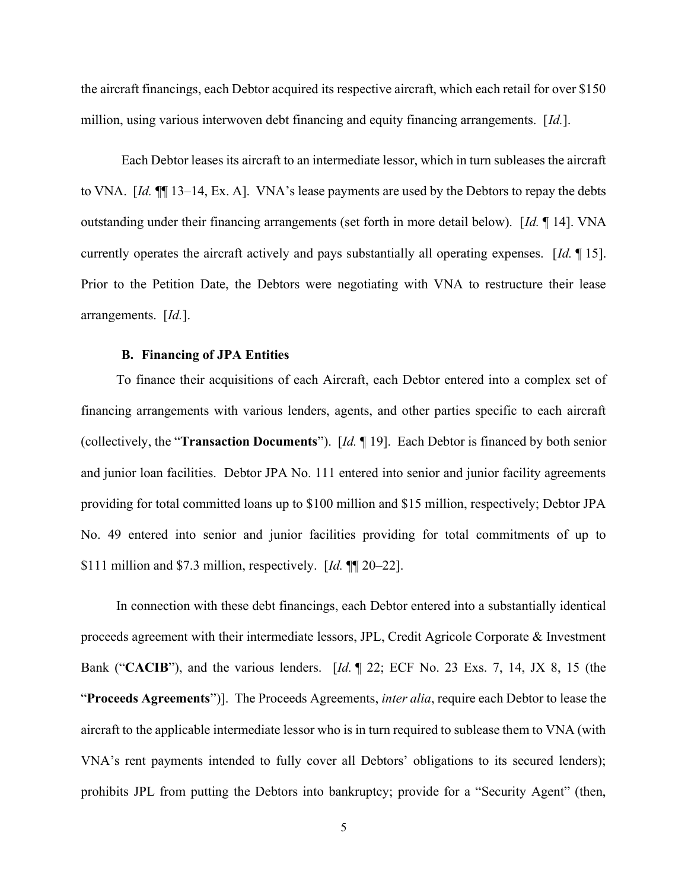the aircraft financings, each Debtor acquired its respective aircraft, which each retail for over $150 million, using various interwoven debt financing and equity financing arrangements. [*Id.*].

Each Debtor leases its aircraft to an intermediate lessor, which in turn subleases the aircraft to VNA. [*Id.* ¶¶ 13–14, Ex. A]. VNA's lease payments are used by the Debtors to repay the debts outstanding under their financing arrangements (set forth in more detail below). [*Id.* ¶ 14]. VNA currently operates the aircraft actively and pays substantially all operating expenses. [*Id.* ¶ 15]. Prior to the Petition Date, the Debtors were negotiating with VNA to restructure their lease arrangements. [*Id.*].

### B. Financing of JPA Entities

To finance their acquisitions of each Aircraft, each Debtor entered into a complex set of financing arrangements with various lenders, agents, and other parties specific to each aircraft (collectively, the "**Transaction Documents**"). [*Id.* ¶ 19]. Each Debtor is financed by both senior and junior loan facilities. Debtor JPA No. 111 entered into senior and junior facility agreements providing for total committed loans up to $100 million and $15 million, respectively; Debtor JPA No. 49 entered into senior and junior facilities providing for total commitments of up to $111 million and $7.3 million, respectively. [*Id.* ¶¶ 20–22].

In connection with these debt financings, each Debtor entered into a substantially identical proceeds agreement with their intermediate lessors, JPL, Credit Agricole Corporate & Investment Bank ("**CACIB**"), and the various lenders. [*Id.* ¶ 22; ECF No. 23 Exs. 7, 14, JX 8, 15 (the "**Proceeds Agreements**")]. The Proceeds Agreements, *inter alia*, require each Debtor to lease the aircraft to the applicable intermediate lessor who is in turn required to sublease them to VNA (with VNA's rent payments intended to fully cover all Debtors' obligations to its secured lenders); prohibits JPL from putting the Debtors into bankruptcy; provide for a "Security Agent" (then,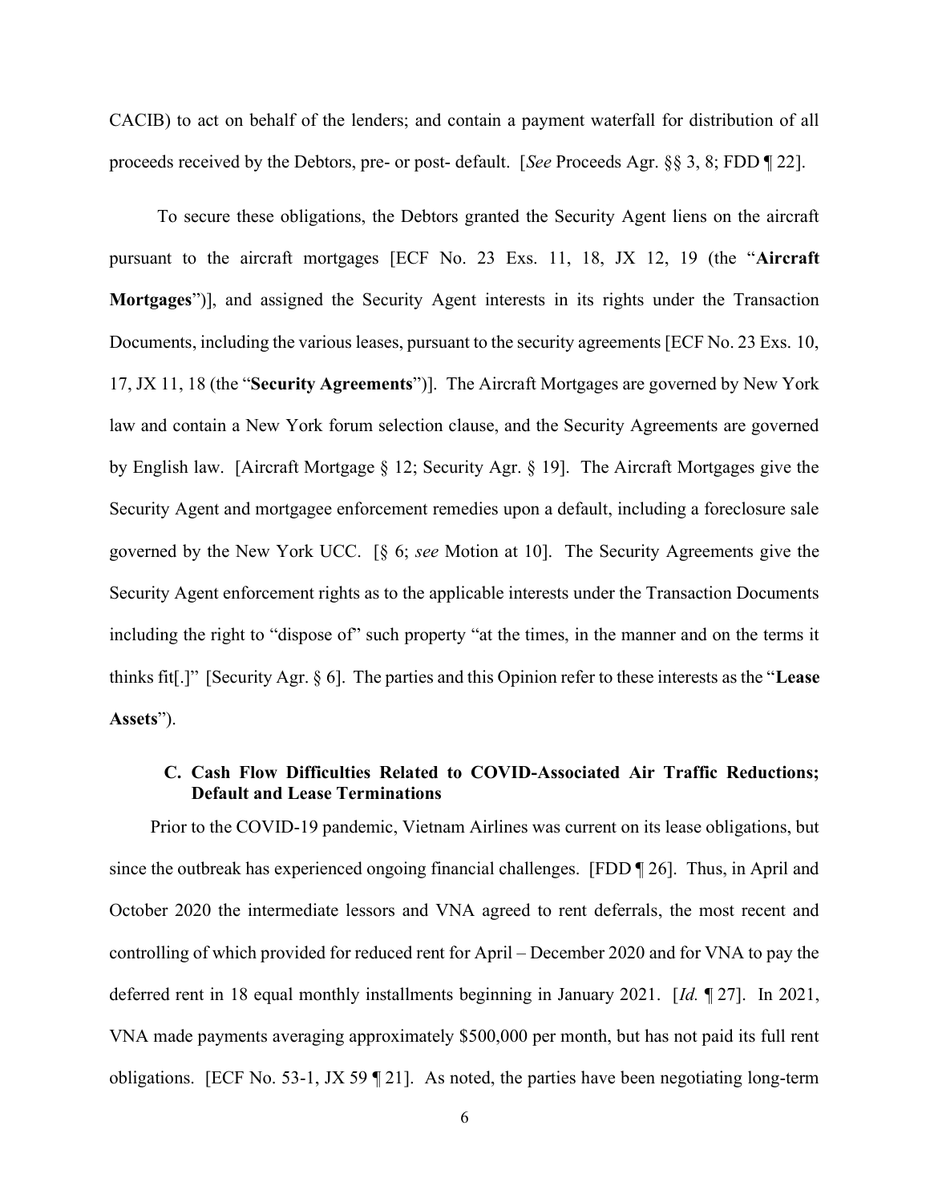CACIB) to act on behalf of the lenders; and contain a payment waterfall for distribution of all proceeds received by the Debtors, pre- or post- default. [*See* Proceeds Agr. §§ 3, 8; FDD ¶ 22].

To secure these obligations, the Debtors granted the Security Agent liens on the aircraft pursuant to the aircraft mortgages [ECF No. 23 Exs. 11, 18, JX 12, 19 (the "**Aircraft Mortgages**")], and assigned the Security Agent interests in its rights under the Transaction Documents, including the various leases, pursuant to the security agreements [ECF No. 23 Exs. 10, 17, JX 11, 18 (the "**Security Agreements**")]. The Aircraft Mortgages are governed by New York law and contain a New York forum selection clause, and the Security Agreements are governed by English law. [Aircraft Mortgage § 12; Security Agr. § 19]. The Aircraft Mortgages give the Security Agent and mortgagee enforcement remedies upon a default, including a foreclosure sale governed by the New York UCC. [§ 6; *see* Motion at 10]. The Security Agreements give the Security Agent enforcement rights as to the applicable interests under the Transaction Documents including the right to "dispose of" such property "at the times, in the manner and on the terms it thinks fit[.]" [Security Agr. § 6]. The parties and this Opinion refer to these interests as the "**Lease Assets**").

### C. Cash Flow Difficulties Related to COVID-Associated Air Traffic Reductions; Default and Lease Terminations

Prior to the COVID-19 pandemic, Vietnam Airlines was current on its lease obligations, but since the outbreak has experienced ongoing financial challenges. [FDD ¶ 26]. Thus, in April and October 2020 the intermediate lessors and VNA agreed to rent deferrals, the most recent and controlling of which provided for reduced rent for April – December 2020 and for VNA to pay the deferred rent in 18 equal monthly installments beginning in January 2021. [*Id.* ¶ 27]. In 2021, VNA made payments averaging approximately $500,000 per month, but has not paid its full rent obligations. [ECF No. 53-1, JX 59 ¶ 21]. As noted, the parties have been negotiating long-term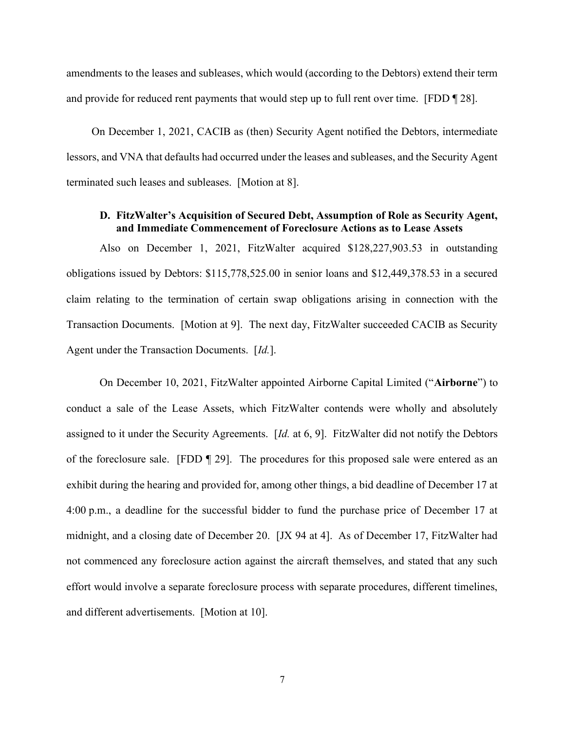amendments to the leases and subleases, which would (according to the Debtors) extend their term and provide for reduced rent payments that would step up to full rent over time. [FDD ¶ 28].

On December 1, 2021, CACIB as (then) Security Agent notified the Debtors, intermediate lessors, and VNA that defaults had occurred under the leases and subleases, and the Security Agent terminated such leases and subleases. [Motion at 8].

### D. FitzWalter's Acquisition of Secured Debt, Assumption of Role as Security Agent, and Immediate Commencement of Foreclosure Actions as to Lease Assets

Also on December 1, 2021, FitzWalter acquired $128,227,903.53 in outstanding obligations issued by Debtors: $115,778,525.00 in senior loans and $12,449,378.53 in a secured claim relating to the termination of certain swap obligations arising in connection with the Transaction Documents. [Motion at 9]. The next day, FitzWalter succeeded CACIB as Security Agent under the Transaction Documents. [*Id.*].

On December 10, 2021, FitzWalter appointed Airborne Capital Limited ("**Airborne**") to conduct a sale of the Lease Assets, which FitzWalter contends were wholly and absolutely assigned to it under the Security Agreements. [*Id.* at 6, 9]. FitzWalter did not notify the Debtors of the foreclosure sale. [FDD ¶ 29]. The procedures for this proposed sale were entered as an exhibit during the hearing and provided for, among other things, a bid deadline of December 17 at 4:00 p.m., a deadline for the successful bidder to fund the purchase price of December 17 at midnight, and a closing date of December 20. [JX 94 at 4]. As of December 17, FitzWalter had not commenced any foreclosure action against the aircraft themselves, and stated that any such effort would involve a separate foreclosure process with separate procedures, different timelines, and different advertisements. [Motion at 10].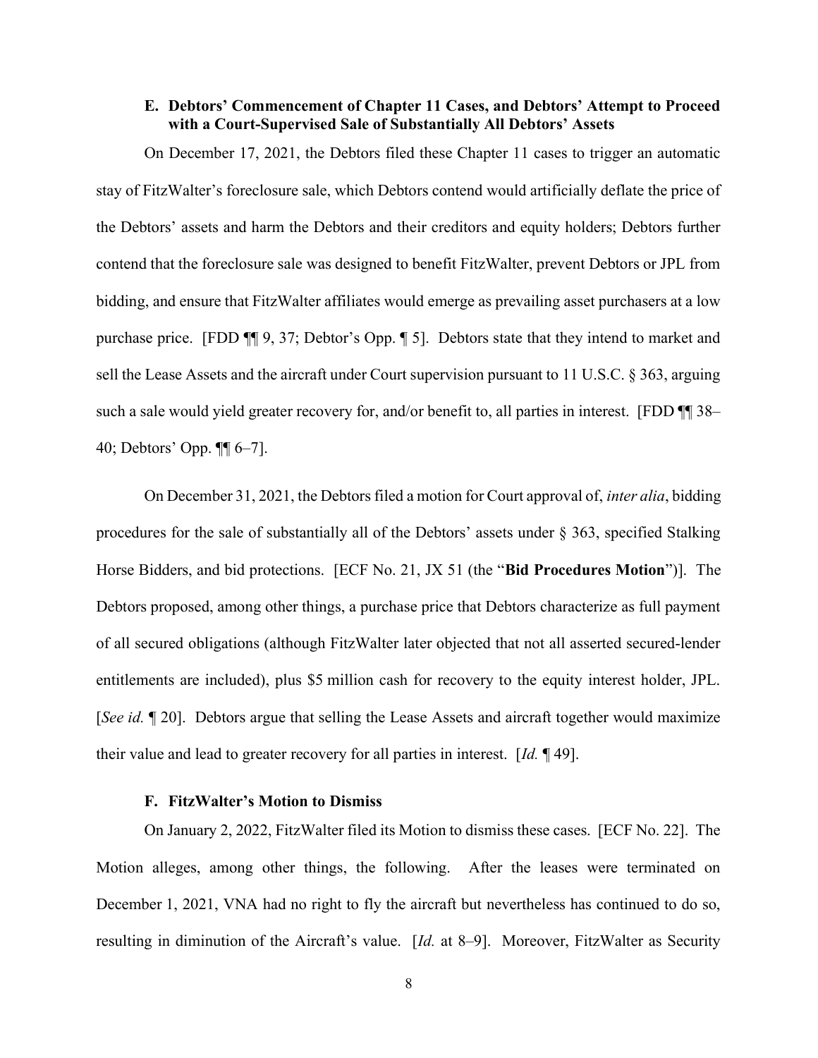### E. Debtors' Commencement of Chapter 11 Cases, and Debtors' Attempt to Proceed with a Court-Supervised Sale of Substantially All Debtors' Assets

On December 17, 2021, the Debtors filed these Chapter 11 cases to trigger an automatic stay of FitzWalter's foreclosure sale, which Debtors contend would artificially deflate the price of the Debtors' assets and harm the Debtors and their creditors and equity holders; Debtors further contend that the foreclosure sale was designed to benefit FitzWalter, prevent Debtors or JPL from bidding, and ensure that FitzWalter affiliates would emerge as prevailing asset purchasers at a low purchase price. [FDD ¶¶ 9, 37; Debtor's Opp. ¶ 5]. Debtors state that they intend to market and sell the Lease Assets and the aircraft under Court supervision pursuant to 11 U.S.C. § 363, arguing such a sale would yield greater recovery for, and/or benefit to, all parties in interest. [FDD ¶¶ 38–40; Debtors' Opp. ¶¶ 6–7].

On December 31, 2021, the Debtors filed a motion for Court approval of, *inter alia*, bidding procedures for the sale of substantially all of the Debtors' assets under § 363, specified Stalking Horse Bidders, and bid protections. [ECF No. 21, JX 51 (the "**Bid Procedures Motion**")]. The Debtors proposed, among other things, a purchase price that Debtors characterize as full payment of all secured obligations (although FitzWalter later objected that not all asserted secured-lender entitlements are included), plus $5 million cash for recovery to the equity interest holder, JPL. [*See id.* ¶ 20]. Debtors argue that selling the Lease Assets and aircraft together would maximize their value and lead to greater recovery for all parties in interest. [*Id.* ¶ 49].

### F. FitzWalter's Motion to Dismiss

On January 2, 2022, FitzWalter filed its Motion to dismiss these cases. [ECF No. 22]. The Motion alleges, among other things, the following. After the leases were terminated on December 1, 2021, VNA had no right to fly the aircraft but nevertheless has continued to do so, resulting in diminution of the Aircraft's value. [*Id.* at 8–9]. Moreover, FitzWalter as Security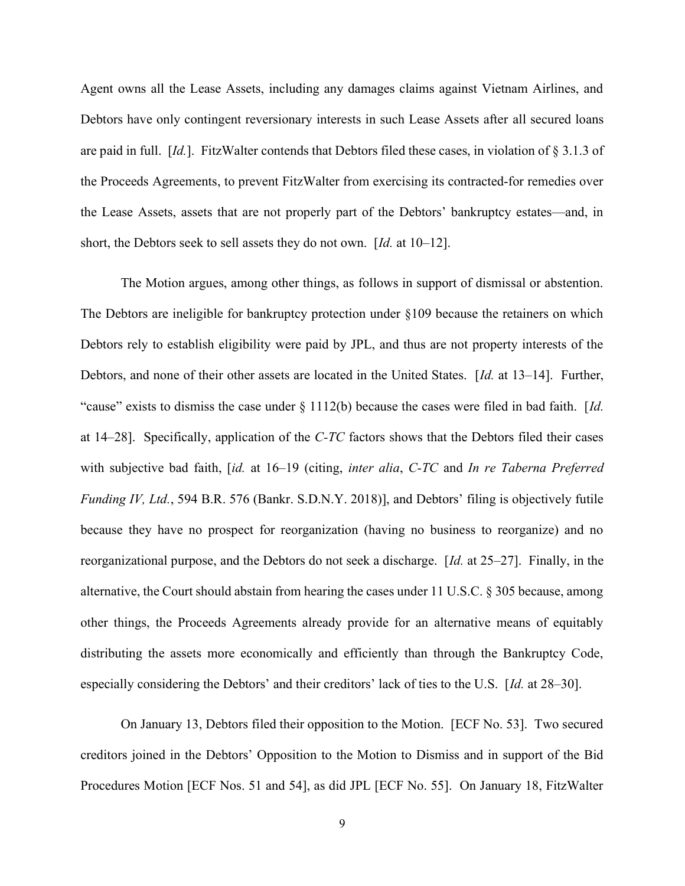Agent owns all the Lease Assets, including any damages claims against Vietnam Airlines, and Debtors have only contingent reversionary interests in such Lease Assets after all secured loans are paid in full. [*Id.*]. FitzWalter contends that Debtors filed these cases, in violation of § 3.1.3 of the Proceeds Agreements, to prevent FitzWalter from exercising its contracted-for remedies over the Lease Assets, assets that are not properly part of the Debtors' bankruptcy estates—and, in short, the Debtors seek to sell assets they do not own. [*Id.* at 10–12].

The Motion argues, among other things, as follows in support of dismissal or abstention. The Debtors are ineligible for bankruptcy protection under §109 because the retainers on which Debtors rely to establish eligibility were paid by JPL, and thus are not property interests of the Debtors, and none of their other assets are located in the United States. [*Id.* at 13–14]. Further, "cause" exists to dismiss the case under § 1112(b) because the cases were filed in bad faith. [*Id.* at 14–28]. Specifically, application of the *C-TC* factors shows that the Debtors filed their cases with subjective bad faith, [*id.* at 16–19 (citing, *inter alia*, *C-TC* and *In re Taberna Preferred Funding IV, Ltd.*, 594 B.R. 576 (Bankr. S.D.N.Y. 2018)], and Debtors' filing is objectively futile because they have no prospect for reorganization (having no business to reorganize) and no reorganizational purpose, and the Debtors do not seek a discharge. [*Id.* at 25–27]. Finally, in the alternative, the Court should abstain from hearing the cases under 11 U.S.C. § 305 because, among other things, the Proceeds Agreements already provide for an alternative means of equitably distributing the assets more economically and efficiently than through the Bankruptcy Code, especially considering the Debtors' and their creditors' lack of ties to the U.S. [*Id.* at 28–30].

On January 13, Debtors filed their opposition to the Motion. [ECF No. 53]. Two secured creditors joined in the Debtors' Opposition to the Motion to Dismiss and in support of the Bid Procedures Motion [ECF Nos. 51 and 54], as did JPL [ECF No. 55]. On January 18, FitzWalter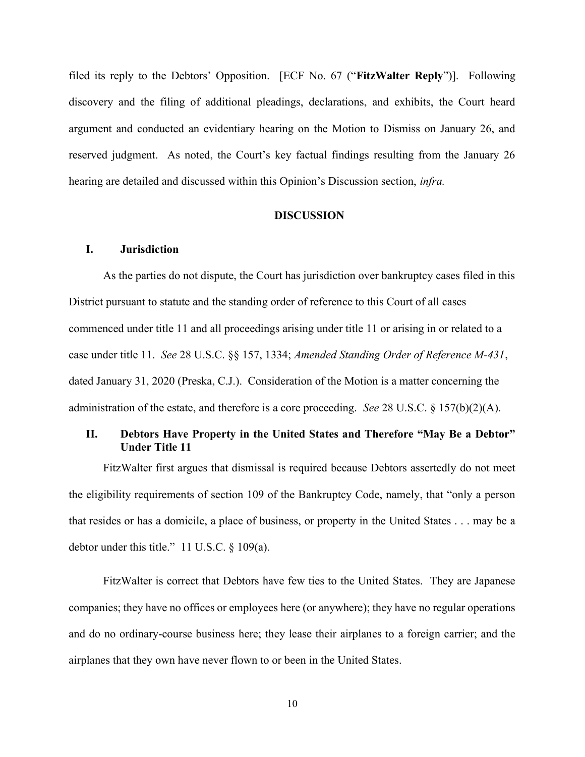filed its reply to the Debtors' Opposition. [ECF No. 67 ("**FitzWalter Reply**")]. Following discovery and the filing of additional pleadings, declarations, and exhibits, the Court heard argument and conducted an evidentiary hearing on the Motion to Dismiss on January 26, and reserved judgment. As noted, the Court's key factual findings resulting from the January 26 hearing are detailed and discussed within this Opinion's Discussion section, *infra.*

## DISCUSSION

### I. Jurisdiction

As the parties do not dispute, the Court has jurisdiction over bankruptcy cases filed in this District pursuant to statute and the standing order of reference to this Court of all cases commenced under title 11 and all proceedings arising under title 11 or arising in or related to a case under title 11. *See* 28 U.S.C. §§ 157, 1334; *Amended Standing Order of Reference M-431*, dated January 31, 2020 (Preska, C.J.). Consideration of the Motion is a matter concerning the administration of the estate, and therefore is a core proceeding. *See* 28 U.S.C. § 157(b)(2)(A).

### II. Debtors Have Property in the United States and Therefore "May Be a Debtor" Under Title 11

FitzWalter first argues that dismissal is required because Debtors assertedly do not meet the eligibility requirements of section 109 of the Bankruptcy Code, namely, that "only a person that resides or has a domicile, a place of business, or property in the United States . . . may be a debtor under this title." 11 U.S.C. § 109(a).

FitzWalter is correct that Debtors have few ties to the United States. They are Japanese companies; they have no offices or employees here (or anywhere); they have no regular operations and do no ordinary-course business here; they lease their airplanes to a foreign carrier; and the airplanes that they own have never flown to or been in the United States.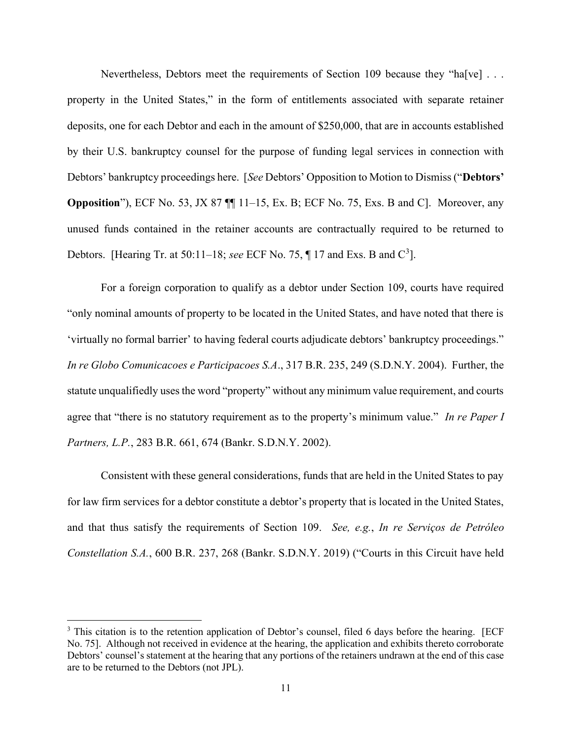Nevertheless, Debtors meet the requirements of Section 109 because they "ha[ve] . . . property in the United States," in the form of entitlements associated with separate retainer deposits, one for each Debtor and each in the amount of $250,000, that are in accounts established by their U.S. bankruptcy counsel for the purpose of funding legal services in connection with Debtors' bankruptcy proceedings here. [*See* Debtors' Opposition to Motion to Dismiss ("**Debtors' Opposition**"), ECF No. 53, JX 87 ¶¶ 11–15, Ex. B; ECF No. 75, Exs. B and C]. Moreover, any unused funds contained in the retainer accounts are contractually required to be returned to Debtors. [Hearing Tr. at 50:11–18; *see* ECF No. 75, ¶ 17 and Exs. B and C[3]].

For a foreign corporation to qualify as a debtor under Section 109, courts have required "only nominal amounts of property to be located in the United States, and have noted that there is 'virtually no formal barrier' to having federal courts adjudicate debtors' bankruptcy proceedings." *In re Globo Comunicacoes e Participacoes S.A*., 317 B.R. 235, 249 (S.D.N.Y. 2004). Further, the statute unqualifiedly uses the word "property" without any minimum value requirement, and courts agree that "there is no statutory requirement as to the property's minimum value." *In re Paper I Partners, L.P.*, 283 B.R. 661, 674 (Bankr. S.D.N.Y. 2002).

Consistent with these general considerations, funds that are held in the United States to pay for law firm services for a debtor constitute a debtor's property that is located in the United States, and that thus satisfy the requirements of Section 109. *See, e.g.*, *In re Serviços de Petróleo Constellation S.A.*, 600 B.R. 237, 268 (Bankr. S.D.N.Y. 2019) ("Courts in this Circuit have held

[3] This citation is to the retention application of Debtor's counsel, filed 6 days before the hearing. [ECF No. 75]. Although not received in evidence at the hearing, the application and exhibits thereto corroborate Debtors' counsel's statement at the hearing that any portions of the retainers undrawn at the end of this case are to be returned to the Debtors (not JPL).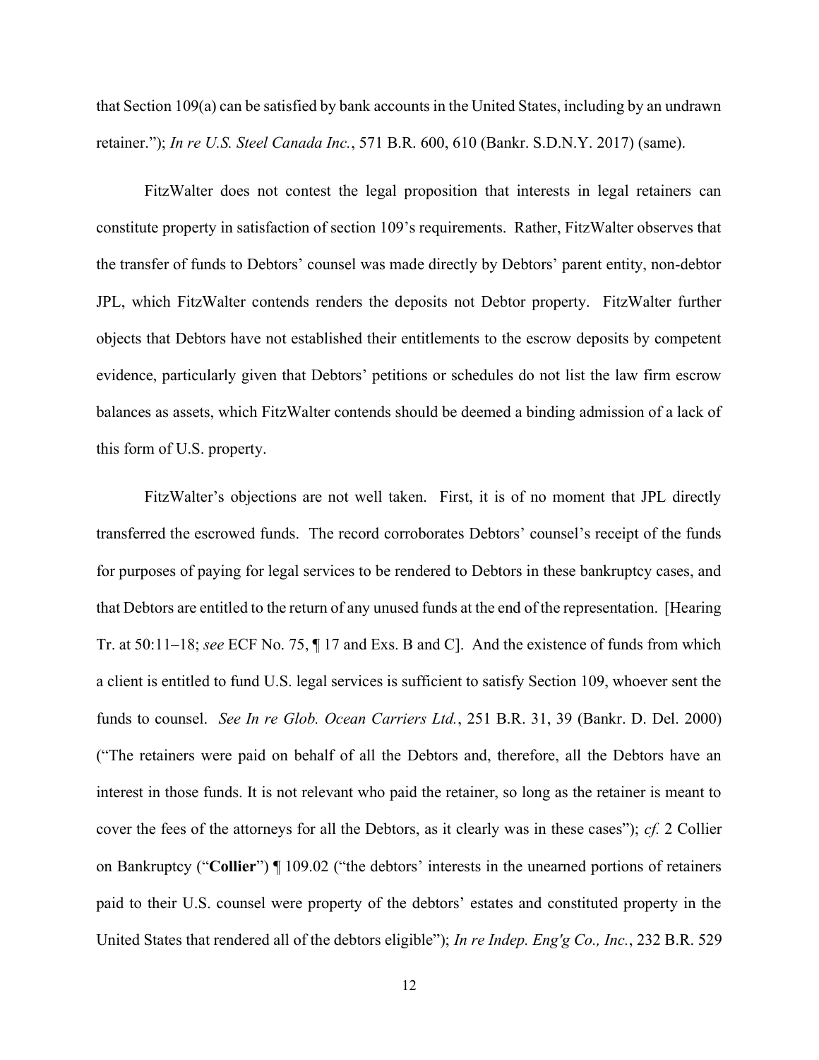that Section 109(a) can be satisfied by bank accounts in the United States, including by an undrawn retainer."); *In re U.S. Steel Canada Inc.*, 571 B.R. 600, 610 (Bankr. S.D.N.Y. 2017) (same).

FitzWalter does not contest the legal proposition that interests in legal retainers can constitute property in satisfaction of section 109's requirements. Rather, FitzWalter observes that the transfer of funds to Debtors' counsel was made directly by Debtors' parent entity, non-debtor JPL, which FitzWalter contends renders the deposits not Debtor property. FitzWalter further objects that Debtors have not established their entitlements to the escrow deposits by competent evidence, particularly given that Debtors' petitions or schedules do not list the law firm escrow balances as assets, which FitzWalter contends should be deemed a binding admission of a lack of this form of U.S. property.

FitzWalter's objections are not well taken. First, it is of no moment that JPL directly transferred the escrowed funds. The record corroborates Debtors' counsel's receipt of the funds for purposes of paying for legal services to be rendered to Debtors in these bankruptcy cases, and that Debtors are entitled to the return of any unused funds at the end of the representation. [Hearing Tr. at 50:11–18; *see* ECF No. 75, ¶ 17 and Exs. B and C]. And the existence of funds from which a client is entitled to fund U.S. legal services is sufficient to satisfy Section 109, whoever sent the funds to counsel. *See In re Glob. Ocean Carriers Ltd.*, 251 B.R. 31, 39 (Bankr. D. Del. 2000) ("The retainers were paid on behalf of all the Debtors and, therefore, all the Debtors have an interest in those funds. It is not relevant who paid the retainer, so long as the retainer is meant to cover the fees of the attorneys for all the Debtors, as it clearly was in these cases"); *cf.* 2 Collier on Bankruptcy ("**Collier**") ¶ 109.02 ("the debtors' interests in the unearned portions of retainers paid to their U.S. counsel were property of the debtors' estates and constituted property in the United States that rendered all of the debtors eligible"); *In re Indep. Eng'g Co., Inc.*, 232 B.R. 529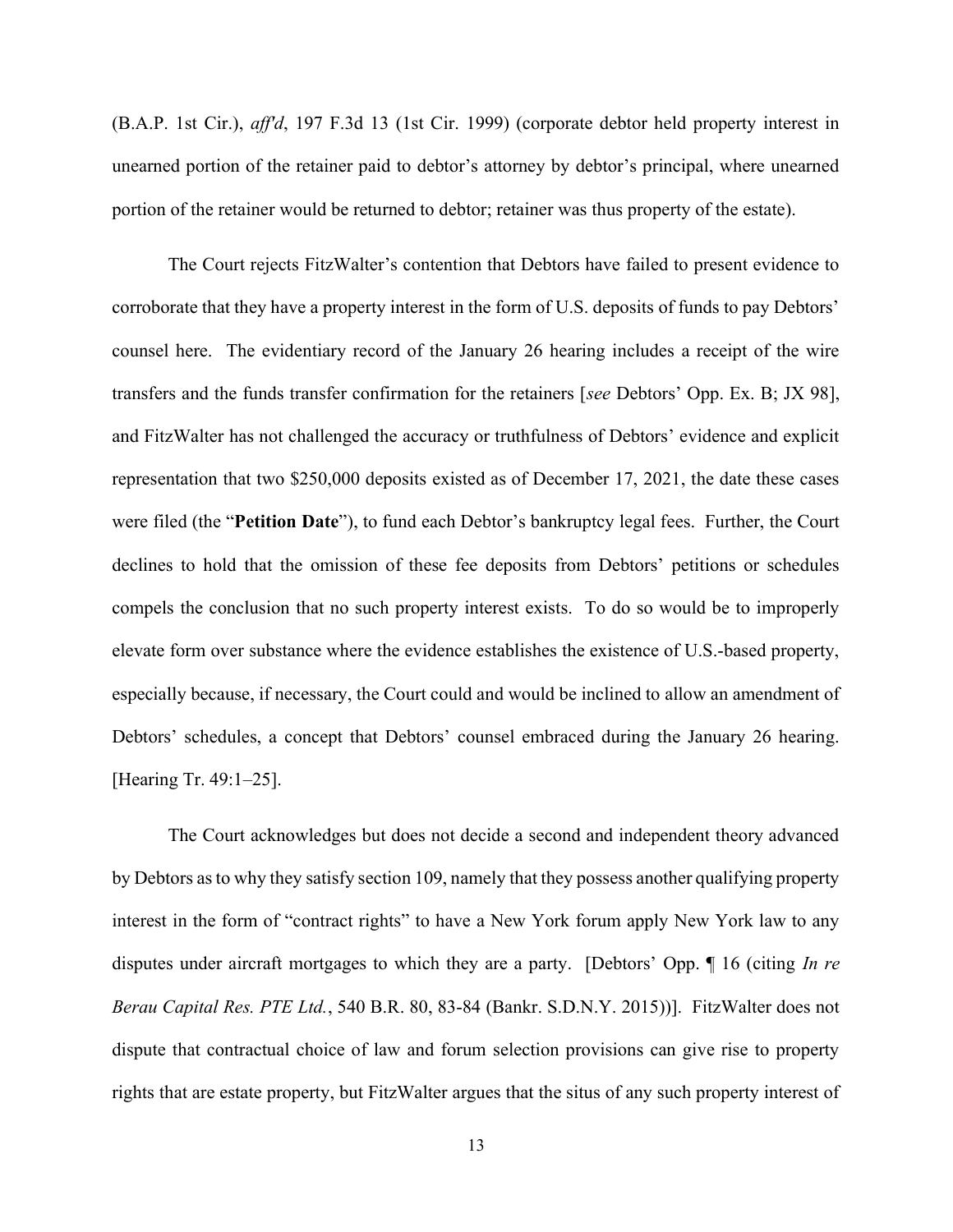(B.A.P. 1st Cir.), *aff'd*, 197 F.3d 13 (1st Cir. 1999) (corporate debtor held property interest in unearned portion of the retainer paid to debtor's attorney by debtor's principal, where unearned portion of the retainer would be returned to debtor; retainer was thus property of the estate).

The Court rejects FitzWalter's contention that Debtors have failed to present evidence to corroborate that they have a property interest in the form of U.S. deposits of funds to pay Debtors' counsel here. The evidentiary record of the January 26 hearing includes a receipt of the wire transfers and the funds transfer confirmation for the retainers [*see* Debtors' Opp. Ex. B; JX 98], and FitzWalter has not challenged the accuracy or truthfulness of Debtors' evidence and explicit representation that two $250,000 deposits existed as of December 17, 2021, the date these cases were filed (the "**Petition Date**"), to fund each Debtor's bankruptcy legal fees. Further, the Court declines to hold that the omission of these fee deposits from Debtors' petitions or schedules compels the conclusion that no such property interest exists. To do so would be to improperly elevate form over substance where the evidence establishes the existence of U.S.-based property, especially because, if necessary, the Court could and would be inclined to allow an amendment of Debtors' schedules, a concept that Debtors' counsel embraced during the January 26 hearing. [Hearing Tr. 49:1–25].

The Court acknowledges but does not decide a second and independent theory advanced by Debtors as to why they satisfy section 109, namely that they possess another qualifying property interest in the form of "contract rights" to have a New York forum apply New York law to any disputes under aircraft mortgages to which they are a party. [Debtors' Opp. ¶ 16 (citing *In re Berau Capital Res. PTE Ltd.*, 540 B.R. 80, 83-84 (Bankr. S.D.N.Y. 2015))]. FitzWalter does not dispute that contractual choice of law and forum selection provisions can give rise to property rights that are estate property, but FitzWalter argues that the situs of any such property interest of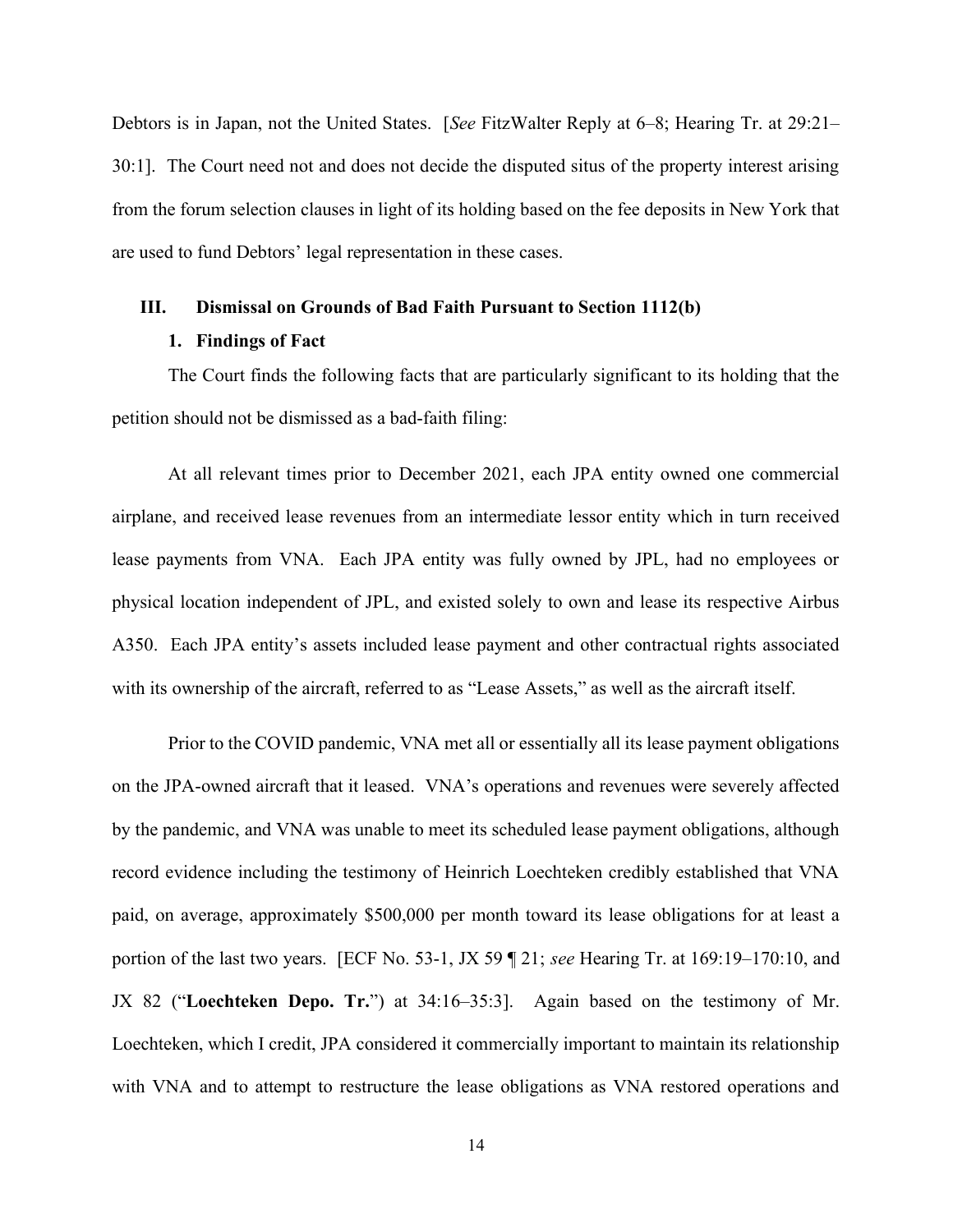Debtors is in Japan, not the United States. [*See* FitzWalter Reply at 6–8; Hearing Tr. at 29:21–30:1]. The Court need not and does not decide the disputed situs of the property interest arising from the forum selection clauses in light of its holding based on the fee deposits in New York that are used to fund Debtors' legal representation in these cases.

## III. Dismissal on Grounds of Bad Faith Pursuant to Section 1112(b)

### 1. Findings of Fact

The Court finds the following facts that are particularly significant to its holding that the petition should not be dismissed as a bad-faith filing:

At all relevant times prior to December 2021, each JPA entity owned one commercial airplane, and received lease revenues from an intermediate lessor entity which in turn received lease payments from VNA. Each JPA entity was fully owned by JPL, had no employees or physical location independent of JPL, and existed solely to own and lease its respective Airbus A350. Each JPA entity's assets included lease payment and other contractual rights associated with its ownership of the aircraft, referred to as "Lease Assets," as well as the aircraft itself.

Prior to the COVID pandemic, VNA met all or essentially all its lease payment obligations on the JPA-owned aircraft that it leased. VNA's operations and revenues were severely affected by the pandemic, and VNA was unable to meet its scheduled lease payment obligations, although record evidence including the testimony of Heinrich Loechteken credibly established that VNA paid, on average, approximately $500,000 per month toward its lease obligations for at least a portion of the last two years. [ECF No. 53-1, JX 59 ¶ 21; *see* Hearing Tr. at 169:19–170:10, and JX 82 ("**Loechteken Depo. Tr.**") at 34:16–35:3]. Again based on the testimony of Mr. Loechteken, which I credit, JPA considered it commercially important to maintain its relationship with VNA and to attempt to restructure the lease obligations as VNA restored operations and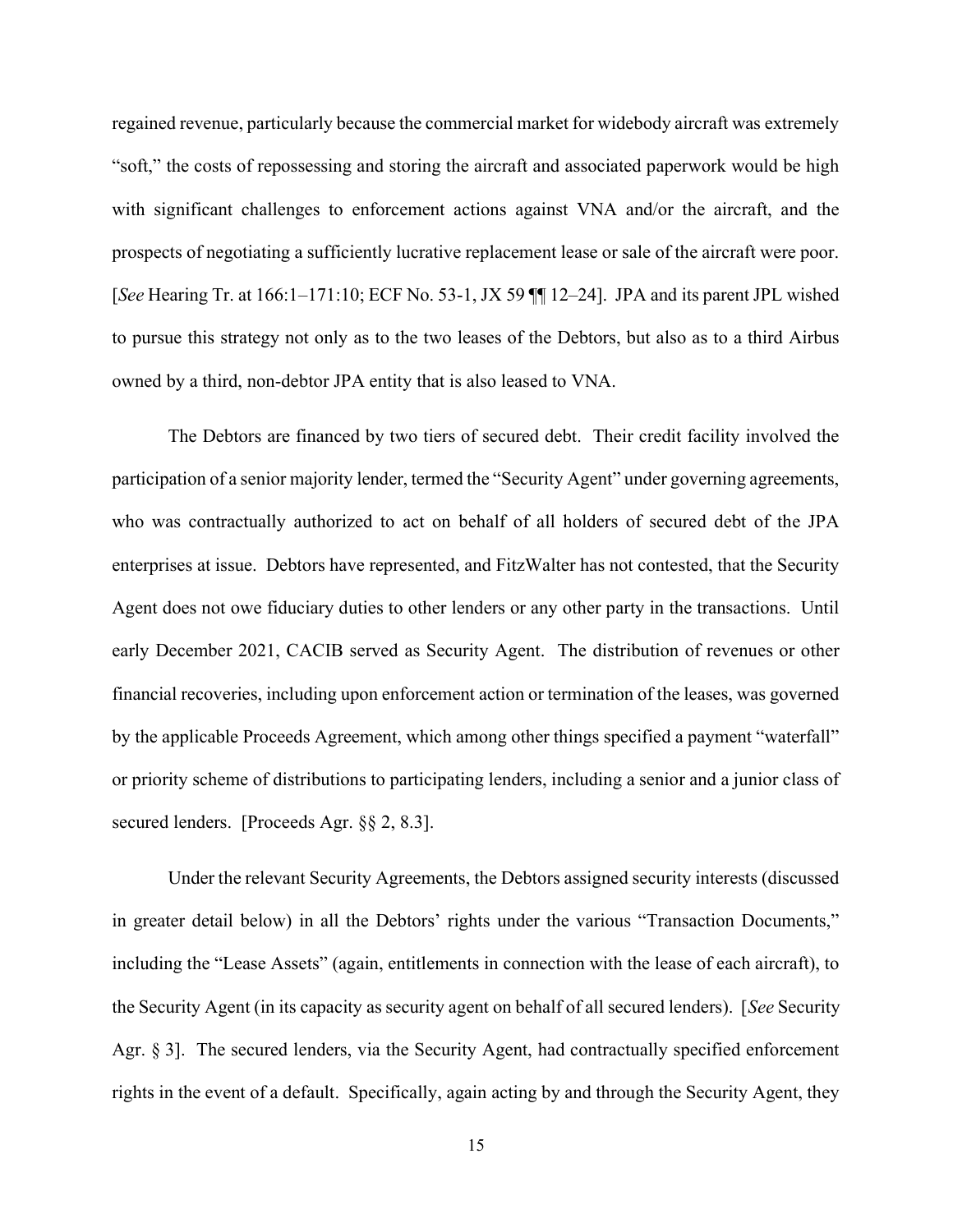regained revenue, particularly because the commercial market for widebody aircraft was extremely "soft," the costs of repossessing and storing the aircraft and associated paperwork would be high with significant challenges to enforcement actions against VNA and/or the aircraft, and the prospects of negotiating a sufficiently lucrative replacement lease or sale of the aircraft were poor. [*See* Hearing Tr. at 166:1–171:10; ECF No. 53-1, JX 59 ¶¶ 12–24]. JPA and its parent JPL wished to pursue this strategy not only as to the two leases of the Debtors, but also as to a third Airbus owned by a third, non-debtor JPA entity that is also leased to VNA.

The Debtors are financed by two tiers of secured debt. Their credit facility involved the participation of a senior majority lender, termed the "Security Agent" under governing agreements, who was contractually authorized to act on behalf of all holders of secured debt of the JPA enterprises at issue. Debtors have represented, and FitzWalter has not contested, that the Security Agent does not owe fiduciary duties to other lenders or any other party in the transactions. Until early December 2021, CACIB served as Security Agent. The distribution of revenues or other financial recoveries, including upon enforcement action or termination of the leases, was governed by the applicable Proceeds Agreement, which among other things specified a payment "waterfall" or priority scheme of distributions to participating lenders, including a senior and a junior class of secured lenders. [Proceeds Agr. §§ 2, 8.3].

Under the relevant Security Agreements, the Debtors assigned security interests (discussed in greater detail below) in all the Debtors' rights under the various "Transaction Documents," including the "Lease Assets" (again, entitlements in connection with the lease of each aircraft), to the Security Agent (in its capacity as security agent on behalf of all secured lenders). [*See* Security Agr. § 3]. The secured lenders, via the Security Agent, had contractually specified enforcement rights in the event of a default. Specifically, again acting by and through the Security Agent, they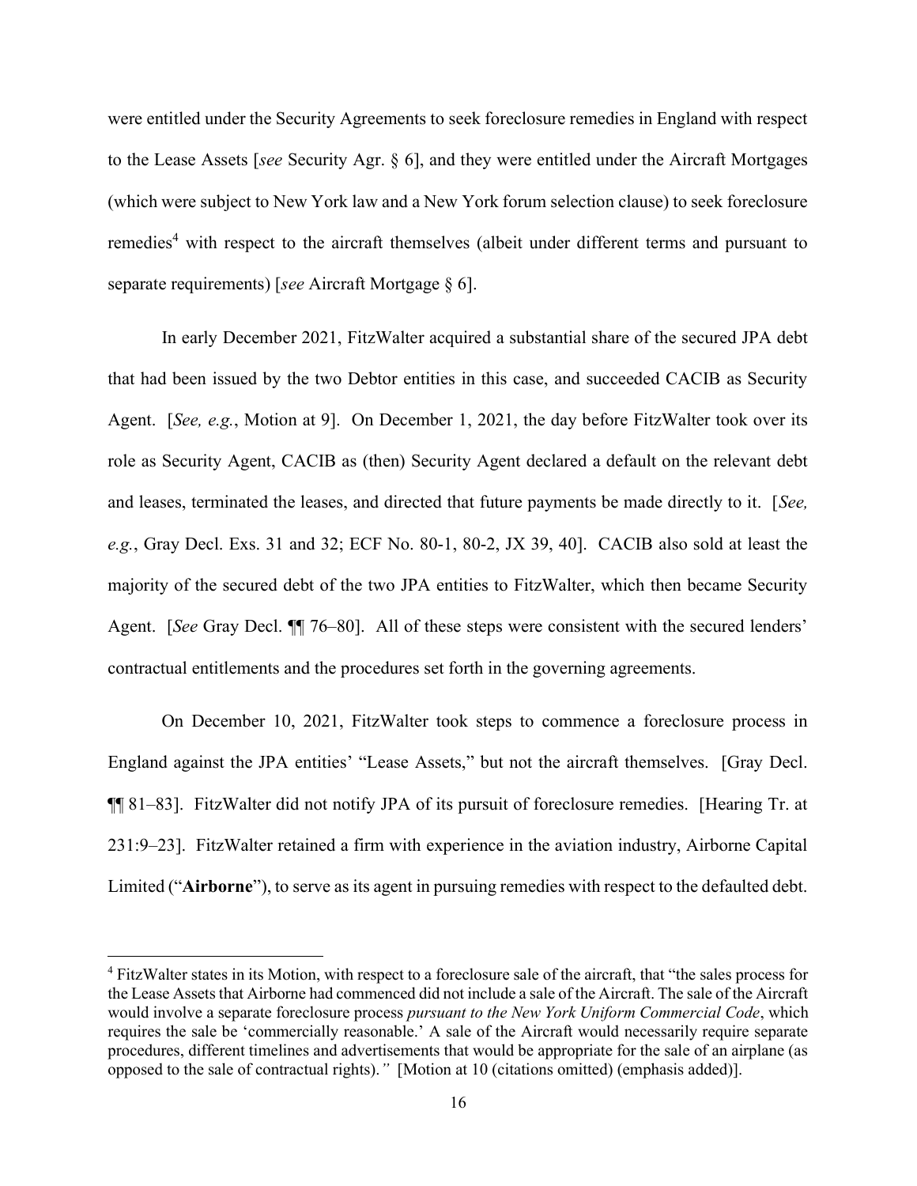were entitled under the Security Agreements to seek foreclosure remedies in England with respect to the Lease Assets [*see* Security Agr. § 6], and they were entitled under the Aircraft Mortgages (which were subject to New York law and a New York forum selection clause) to seek foreclosure remedies[4] with respect to the aircraft themselves (albeit under different terms and pursuant to separate requirements) [*see* Aircraft Mortgage § 6].

In early December 2021, FitzWalter acquired a substantial share of the secured JPA debt that had been issued by the two Debtor entities in this case, and succeeded CACIB as Security Agent. [*See, e.g.*, Motion at 9]. On December 1, 2021, the day before FitzWalter took over its role as Security Agent, CACIB as (then) Security Agent declared a default on the relevant debt and leases, terminated the leases, and directed that future payments be made directly to it. [*See, e.g.*, Gray Decl. Exs. 31 and 32; ECF No. 80-1, 80-2, JX 39, 40]. CACIB also sold at least the majority of the secured debt of the two JPA entities to FitzWalter, which then became Security Agent. [*See* Gray Decl. ¶¶ 76–80]. All of these steps were consistent with the secured lenders' contractual entitlements and the procedures set forth in the governing agreements.

On December 10, 2021, FitzWalter took steps to commence a foreclosure process in England against the JPA entities' "Lease Assets," but not the aircraft themselves. [Gray Decl. ¶¶ 81–83]. FitzWalter did not notify JPA of its pursuit of foreclosure remedies. [Hearing Tr. at 231:9–23]. FitzWalter retained a firm with experience in the aviation industry, Airborne Capital Limited ("**Airborne**"), to serve as its agent in pursuing remedies with respect to the defaulted debt.

---

[4] FitzWalter states in its Motion, with respect to a foreclosure sale of the aircraft, that "the sales process for the Lease Assets that Airborne had commenced did not include a sale of the Aircraft. The sale of the Aircraft would involve a separate foreclosure process *pursuant to the New York Uniform Commercial Code*, which requires the sale be 'commercially reasonable.' A sale of the Aircraft would necessarily require separate procedures, different timelines and advertisements that would be appropriate for the sale of an airplane (as opposed to the sale of contractual rights)*."* [Motion at 10 (citations omitted) (emphasis added)].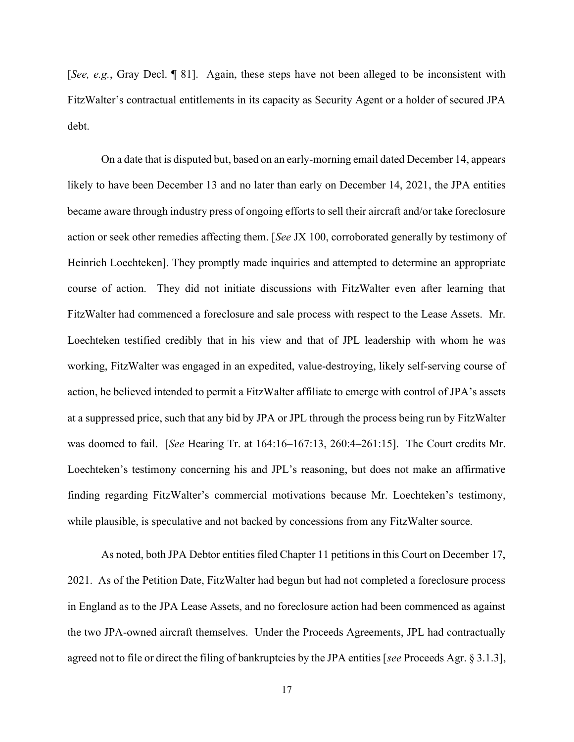[*See, e.g.*, Gray Decl. ¶ 81]. Again, these steps have not been alleged to be inconsistent with FitzWalter's contractual entitlements in its capacity as Security Agent or a holder of secured JPA debt.

On a date that is disputed but, based on an early-morning email dated December 14, appears likely to have been December 13 and no later than early on December 14, 2021, the JPA entities became aware through industry press of ongoing efforts to sell their aircraft and/or take foreclosure action or seek other remedies affecting them. [*See* JX 100, corroborated generally by testimony of Heinrich Loechteken]. They promptly made inquiries and attempted to determine an appropriate course of action. They did not initiate discussions with FitzWalter even after learning that FitzWalter had commenced a foreclosure and sale process with respect to the Lease Assets. Mr. Loechteken testified credibly that in his view and that of JPL leadership with whom he was working, FitzWalter was engaged in an expedited, value-destroying, likely self-serving course of action, he believed intended to permit a FitzWalter affiliate to emerge with control of JPA's assets at a suppressed price, such that any bid by JPA or JPL through the process being run by FitzWalter was doomed to fail. [*See* Hearing Tr. at 164:16–167:13, 260:4–261:15]. The Court credits Mr. Loechteken's testimony concerning his and JPL's reasoning, but does not make an affirmative finding regarding FitzWalter's commercial motivations because Mr. Loechteken's testimony, while plausible, is speculative and not backed by concessions from any FitzWalter source.

As noted, both JPA Debtor entities filed Chapter 11 petitions in this Court on December 17, 2021. As of the Petition Date, FitzWalter had begun but had not completed a foreclosure process in England as to the JPA Lease Assets, and no foreclosure action had been commenced as against the two JPA-owned aircraft themselves. Under the Proceeds Agreements, JPL had contractually agreed not to file or direct the filing of bankruptcies by the JPA entities [*see* Proceeds Agr. § 3.1.3],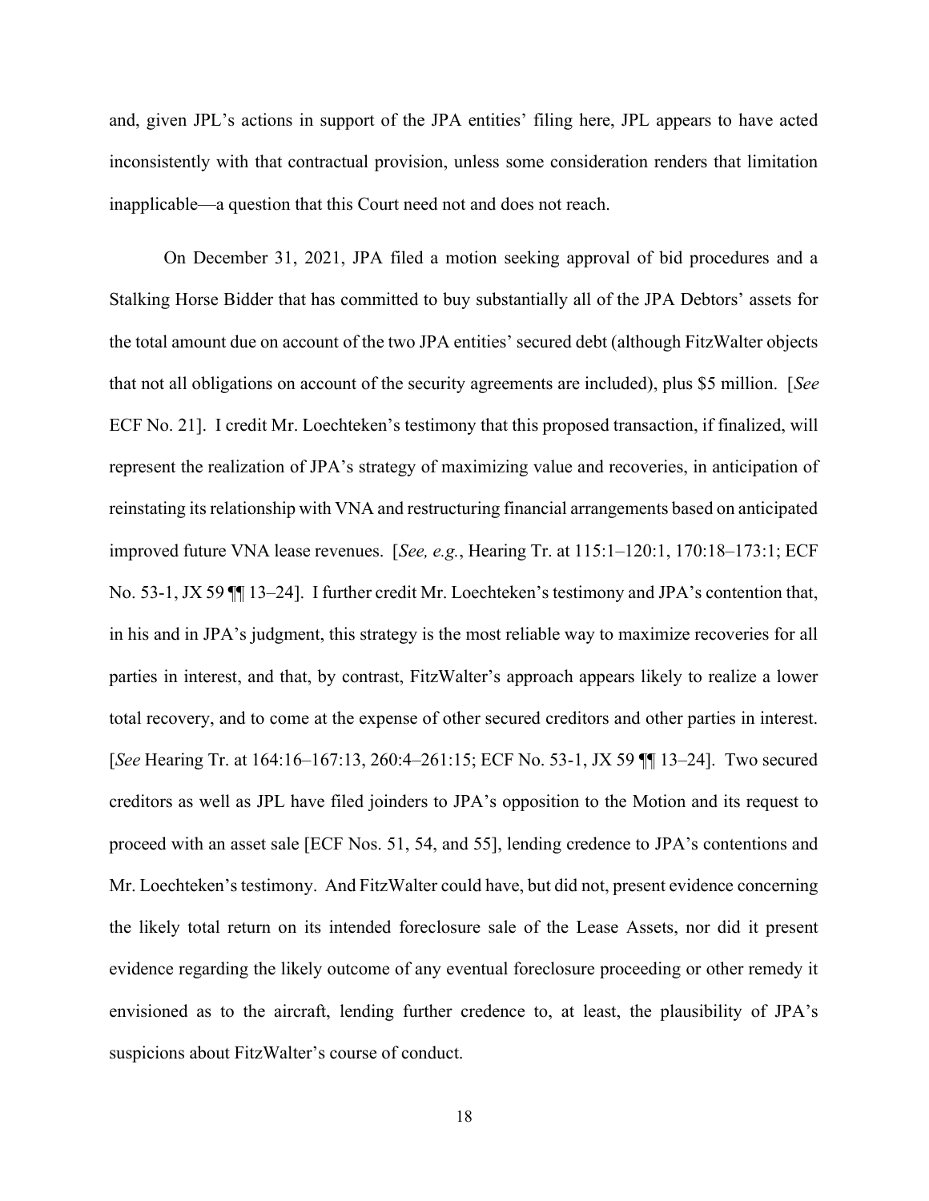and, given JPL's actions in support of the JPA entities' filing here, JPL appears to have acted inconsistently with that contractual provision, unless some consideration renders that limitation inapplicable—a question that this Court need not and does not reach.

On December 31, 2021, JPA filed a motion seeking approval of bid procedures and a Stalking Horse Bidder that has committed to buy substantially all of the JPA Debtors' assets for the total amount due on account of the two JPA entities' secured debt (although FitzWalter objects that not all obligations on account of the security agreements are included), plus $5 million. [*See* ECF No. 21]. I credit Mr. Loechteken's testimony that this proposed transaction, if finalized, will represent the realization of JPA's strategy of maximizing value and recoveries, in anticipation of reinstating its relationship with VNA and restructuring financial arrangements based on anticipated improved future VNA lease revenues. [*See, e.g.*, Hearing Tr. at 115:1–120:1, 170:18–173:1; ECF No. 53-1, JX 59 ¶¶ 13–24]. I further credit Mr. Loechteken's testimony and JPA's contention that, in his and in JPA's judgment, this strategy is the most reliable way to maximize recoveries for all parties in interest, and that, by contrast, FitzWalter's approach appears likely to realize a lower total recovery, and to come at the expense of other secured creditors and other parties in interest. [*See* Hearing Tr. at 164:16–167:13, 260:4–261:15; ECF No. 53-1, JX 59 ¶¶ 13–24]. Two secured creditors as well as JPL have filed joinders to JPA's opposition to the Motion and its request to proceed with an asset sale [ECF Nos. 51, 54, and 55], lending credence to JPA's contentions and Mr. Loechteken's testimony. And FitzWalter could have, but did not, present evidence concerning the likely total return on its intended foreclosure sale of the Lease Assets, nor did it present evidence regarding the likely outcome of any eventual foreclosure proceeding or other remedy it envisioned as to the aircraft, lending further credence to, at least, the plausibility of JPA's suspicions about FitzWalter's course of conduct.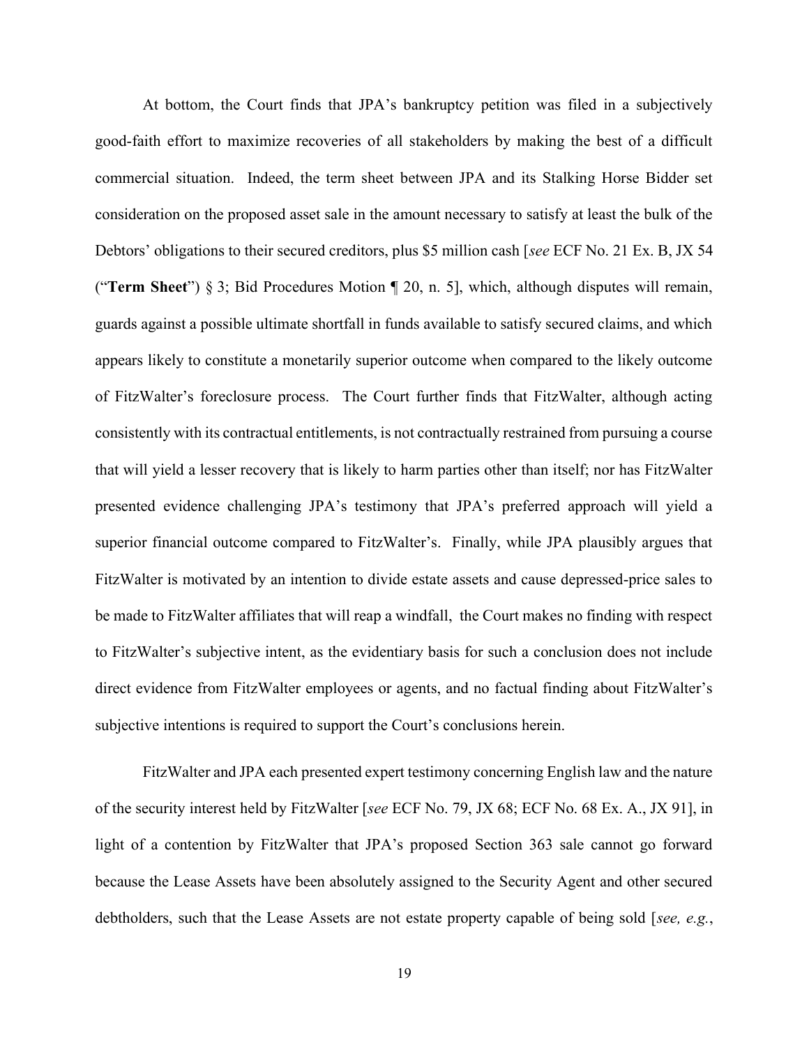At bottom, the Court finds that JPA's bankruptcy petition was filed in a subjectively good-faith effort to maximize recoveries of all stakeholders by making the best of a difficult commercial situation. Indeed, the term sheet between JPA and its Stalking Horse Bidder set consideration on the proposed asset sale in the amount necessary to satisfy at least the bulk of the Debtors' obligations to their secured creditors, plus $5 million cash [*see* ECF No. 21 Ex. B, JX 54 ("**Term Sheet**") § 3; Bid Procedures Motion ¶ 20, n. 5], which, although disputes will remain, guards against a possible ultimate shortfall in funds available to satisfy secured claims, and which appears likely to constitute a monetarily superior outcome when compared to the likely outcome of FitzWalter's foreclosure process. The Court further finds that FitzWalter, although acting consistently with its contractual entitlements, is not contractually restrained from pursuing a course that will yield a lesser recovery that is likely to harm parties other than itself; nor has FitzWalter presented evidence challenging JPA's testimony that JPA's preferred approach will yield a superior financial outcome compared to FitzWalter's. Finally, while JPA plausibly argues that FitzWalter is motivated by an intention to divide estate assets and cause depressed-price sales to be made to FitzWalter affiliates that will reap a windfall, the Court makes no finding with respect to FitzWalter's subjective intent, as the evidentiary basis for such a conclusion does not include direct evidence from FitzWalter employees or agents, and no factual finding about FitzWalter's subjective intentions is required to support the Court's conclusions herein.

FitzWalter and JPA each presented expert testimony concerning English law and the nature of the security interest held by FitzWalter [*see* ECF No. 79, JX 68; ECF No. 68 Ex. A., JX 91], in light of a contention by FitzWalter that JPA's proposed Section 363 sale cannot go forward because the Lease Assets have been absolutely assigned to the Security Agent and other secured debtholders, such that the Lease Assets are not estate property capable of being sold [*see, e.g.*,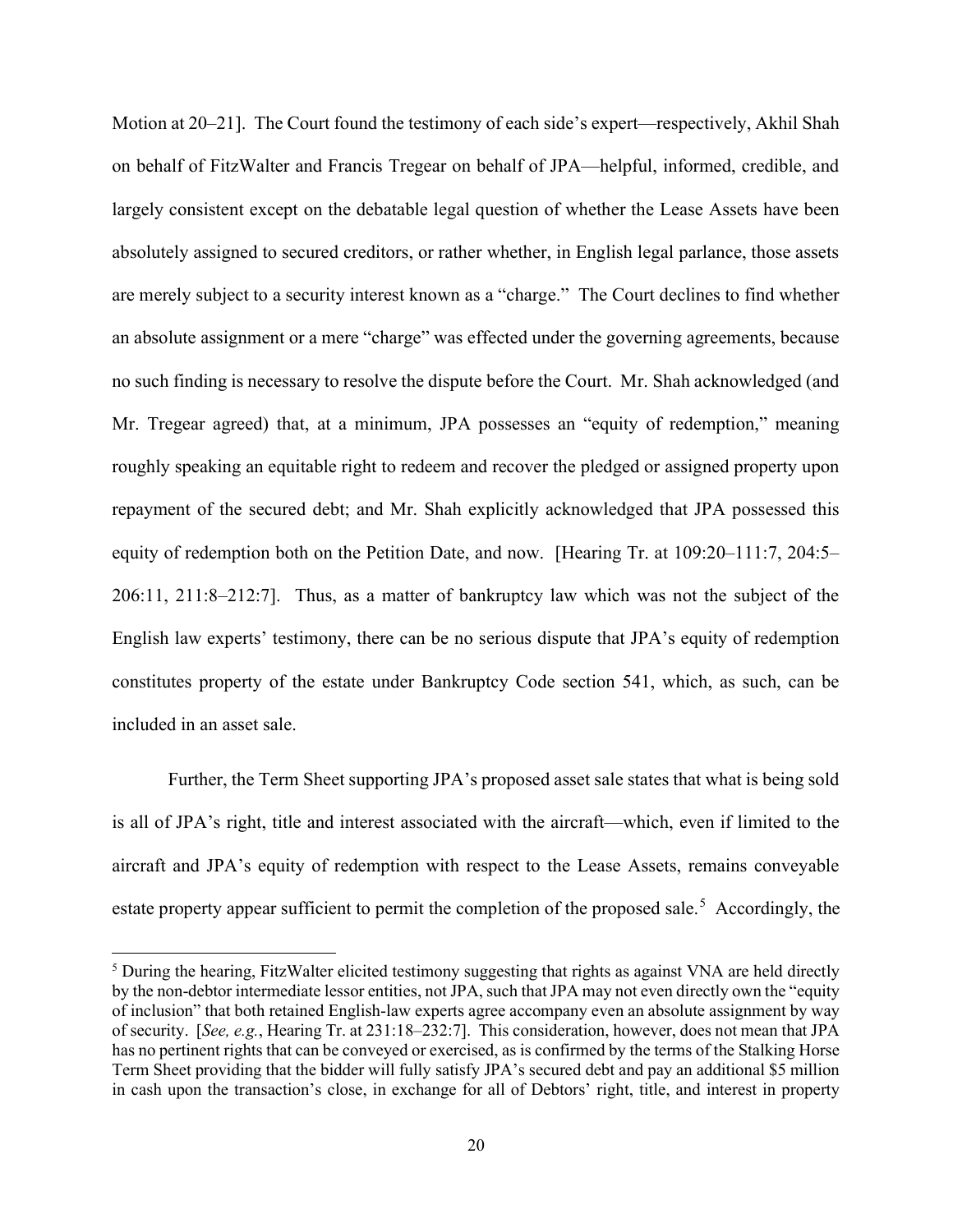Motion at 20–21]. The Court found the testimony of each side's expert—respectively, Akhil Shah on behalf of FitzWalter and Francis Tregear on behalf of JPA—helpful, informed, credible, and largely consistent except on the debatable legal question of whether the Lease Assets have been absolutely assigned to secured creditors, or rather whether, in English legal parlance, those assets are merely subject to a security interest known as a "charge." The Court declines to find whether an absolute assignment or a mere "charge" was effected under the governing agreements, because no such finding is necessary to resolve the dispute before the Court. Mr. Shah acknowledged (and Mr. Tregear agreed) that, at a minimum, JPA possesses an "equity of redemption," meaning roughly speaking an equitable right to redeem and recover the pledged or assigned property upon repayment of the secured debt; and Mr. Shah explicitly acknowledged that JPA possessed this equity of redemption both on the Petition Date, and now. [Hearing Tr. at 109:20–111:7, 204:5–206:11, 211:8–212:7]. Thus, as a matter of bankruptcy law which was not the subject of the English law experts' testimony, there can be no serious dispute that JPA's equity of redemption constitutes property of the estate under Bankruptcy Code section 541, which, as such, can be included in an asset sale.

Further, the Term Sheet supporting JPA's proposed asset sale states that what is being sold is all of JPA's right, title and interest associated with the aircraft—which, even if limited to the aircraft and JPA's equity of redemption with respect to the Lease Assets, remains conveyable estate property appear sufficient to permit the completion of the proposed sale.[5] Accordingly, the

[5] During the hearing, FitzWalter elicited testimony suggesting that rights as against VNA are held directly by the non-debtor intermediate lessor entities, not JPA, such that JPA may not even directly own the "equity of inclusion" that both retained English-law experts agree accompany even an absolute assignment by way of security. [*See, e.g.*, Hearing Tr. at 231:18–232:7]. This consideration, however, does not mean that JPA has no pertinent rights that can be conveyed or exercised, as is confirmed by the terms of the Stalking Horse Term Sheet providing that the bidder will fully satisfy JPA's secured debt and pay an additional $5 million in cash upon the transaction's close, in exchange for all of Debtors' right, title, and interest in property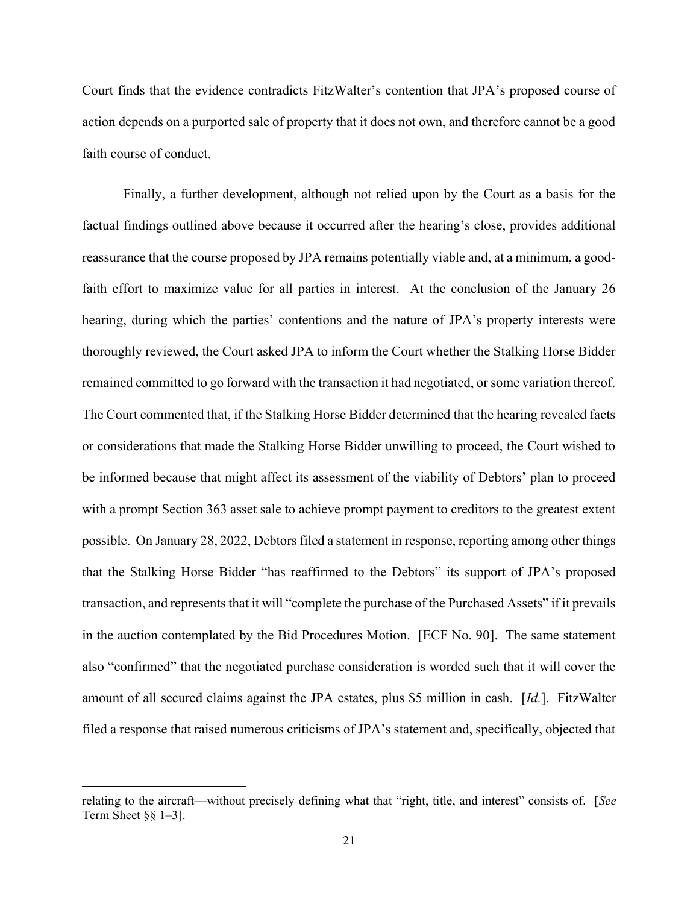Court finds that the evidence contradicts FitzWalter's contention that JPA's proposed course of action depends on a purported sale of property that it does not own, and therefore cannot be a good faith course of conduct.

Finally, a further development, although not relied upon by the Court as a basis for the factual findings outlined above because it occurred after the hearing's close, provides additional reassurance that the course proposed by JPA remains potentially viable and, at a minimum, a good-faith effort to maximize value for all parties in interest. At the conclusion of the January 26 hearing, during which the parties' contentions and the nature of JPA's property interests were thoroughly reviewed, the Court asked JPA to inform the Court whether the Stalking Horse Bidder remained committed to go forward with the transaction it had negotiated, or some variation thereof. The Court commented that, if the Stalking Horse Bidder determined that the hearing revealed facts or considerations that made the Stalking Horse Bidder unwilling to proceed, the Court wished to be informed because that might affect its assessment of the viability of Debtors' plan to proceed with a prompt Section 363 asset sale to achieve prompt payment to creditors to the greatest extent possible. On January 28, 2022, Debtors filed a statement in response, reporting among other things that the Stalking Horse Bidder "has reaffirmed to the Debtors" its support of JPA's proposed transaction, and represents that it will "complete the purchase of the Purchased Assets" if it prevails in the auction contemplated by the Bid Procedures Motion. [ECF No. 90]. The same statement also "confirmed" that the negotiated purchase consideration is worded such that it will cover the amount of all secured claims against the JPA estates, plus $5 million in cash. [*Id.*]. FitzWalter filed a response that raised numerous criticisms of JPA's statement and, specifically, objected that

relating to the aircraft—without precisely defining what that "right, title, and interest" consists of. [*See* Term Sheet §§ 1–3].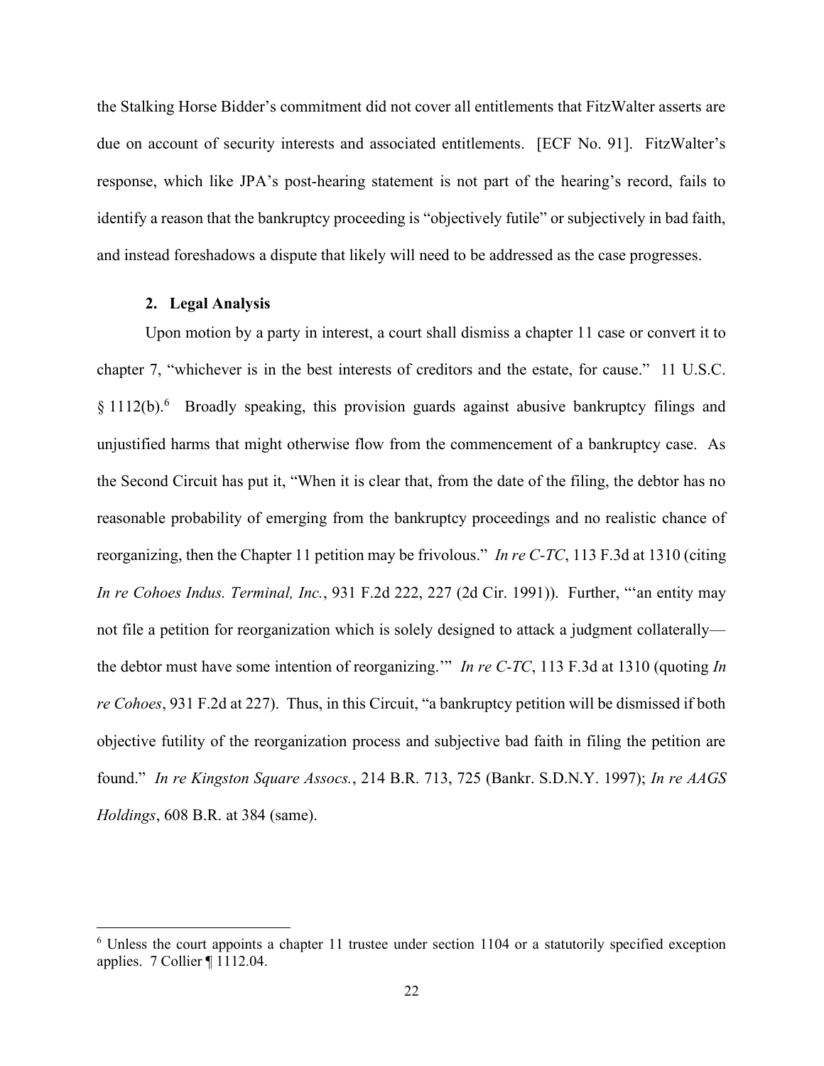the Stalking Horse Bidder's commitment did not cover all entitlements that FitzWalter asserts are due on account of security interests and associated entitlements. [ECF No. 91]. FitzWalter's response, which like JPA's post-hearing statement is not part of the hearing's record, fails to identify a reason that the bankruptcy proceeding is "objectively futile" or subjectively in bad faith, and instead foreshadows a dispute that likely will need to be addressed as the case progresses.

### 2. Legal Analysis

Upon motion by a party in interest, a court shall dismiss a chapter 11 case or convert it to chapter 7, "whichever is in the best interests of creditors and the estate, for cause." 11 U.S.C. § 1112(b).[6] Broadly speaking, this provision guards against abusive bankruptcy filings and unjustified harms that might otherwise flow from the commencement of a bankruptcy case. As the Second Circuit has put it, "When it is clear that, from the date of the filing, the debtor has no reasonable probability of emerging from the bankruptcy proceedings and no realistic chance of reorganizing, then the Chapter 11 petition may be frivolous." *In re C-TC*, 113 F.3d at 1310 (citing *In re Cohoes Indus. Terminal, Inc.*, 931 F.2d 222, 227 (2d Cir. 1991)). Further, "'an entity may not file a petition for reorganization which is solely designed to attack a judgment collaterally—the debtor must have some intention of reorganizing.'" *In re C-TC*, 113 F.3d at 1310 (quoting *In re Cohoes*, 931 F.2d at 227). Thus, in this Circuit, "a bankruptcy petition will be dismissed if both objective futility of the reorganization process and subjective bad faith in filing the petition are found." *In re Kingston Square Assocs.*, 214 B.R. 713, 725 (Bankr. S.D.N.Y. 1997); *In re AAGS Holdings*, 608 B.R. at 384 (same).

---

[6] Unless the court appoints a chapter 11 trustee under section 1104 or a statutorily specified exception applies. 7 Collier ¶ 1112.04.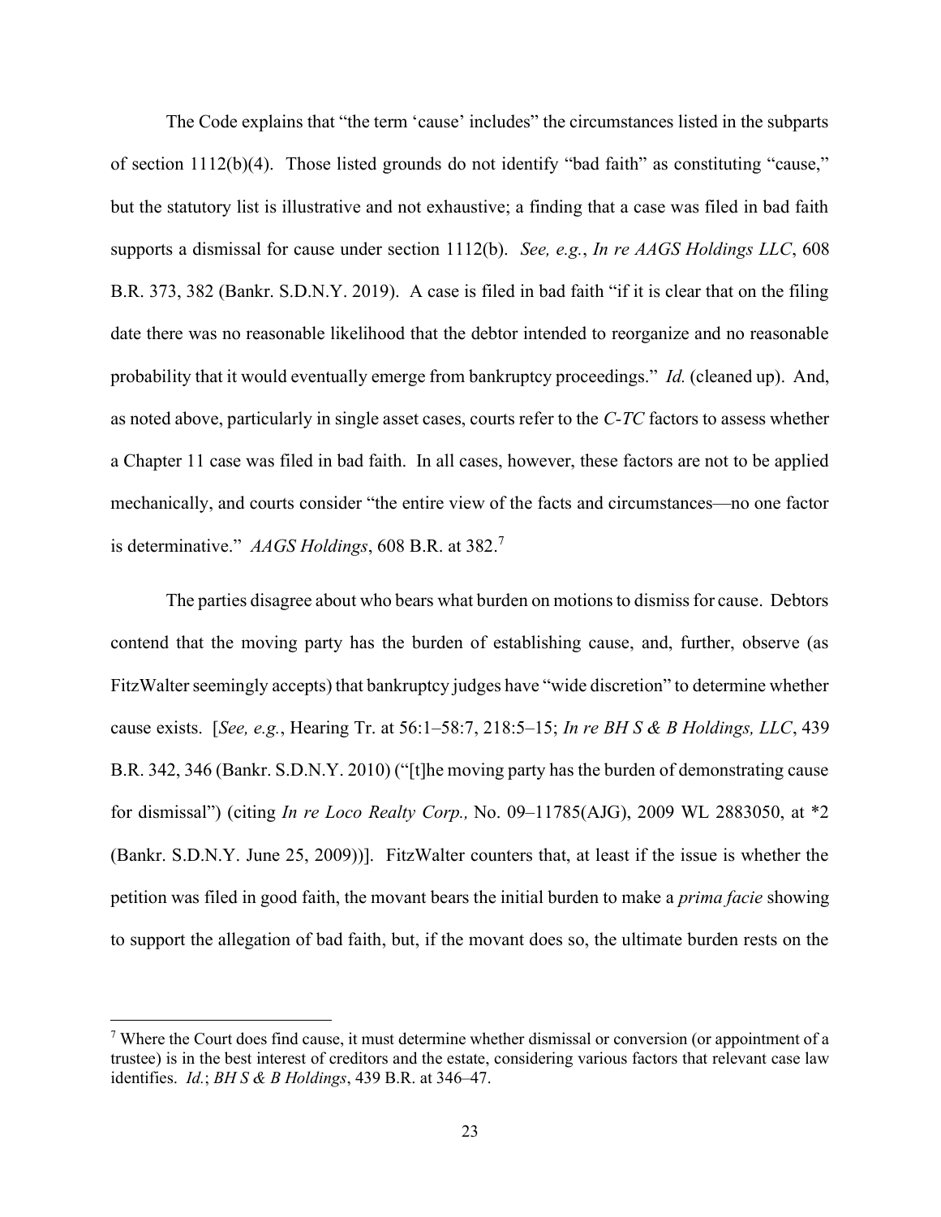The Code explains that "the term 'cause' includes" the circumstances listed in the subparts of section 1112(b)(4). Those listed grounds do not identify "bad faith" as constituting "cause," but the statutory list is illustrative and not exhaustive; a finding that a case was filed in bad faith supports a dismissal for cause under section 1112(b). *See, e.g.*, *In re AAGS Holdings LLC*, 608 B.R. 373, 382 (Bankr. S.D.N.Y. 2019). A case is filed in bad faith "if it is clear that on the filing date there was no reasonable likelihood that the debtor intended to reorganize and no reasonable probability that it would eventually emerge from bankruptcy proceedings." *Id.* (cleaned up). And, as noted above, particularly in single asset cases, courts refer to the *C-TC* factors to assess whether a Chapter 11 case was filed in bad faith. In all cases, however, these factors are not to be applied mechanically, and courts consider "the entire view of the facts and circumstances—no one factor is determinative." *AAGS Holdings*, 608 B.R. at 382.[7]

The parties disagree about who bears what burden on motions to dismiss for cause. Debtors contend that the moving party has the burden of establishing cause, and, further, observe (as FitzWalter seemingly accepts) that bankruptcy judges have "wide discretion" to determine whether cause exists. [*See, e.g.*, Hearing Tr. at 56:1–58:7, 218:5–15; *In re BH S & B Holdings, LLC*, 439 B.R. 342, 346 (Bankr. S.D.N.Y. 2010) ("[t]he moving party has the burden of demonstrating cause for dismissal") (citing *In re Loco Realty Corp.,* No. 09–11785(AJG), 2009 WL 2883050, at *2 (Bankr. S.D.N.Y. June 25, 2009))]. FitzWalter counters that, at least if the issue is whether the petition was filed in good faith, the movant bears the initial burden to make a *prima facie* showing to support the allegation of bad faith, but, if the movant does so, the ultimate burden rests on the

---

[7] Where the Court does find cause, it must determine whether dismissal or conversion (or appointment of a trustee) is in the best interest of creditors and the estate, considering various factors that relevant case law identifies. *Id.*; *BH S & B Holdings*, 439 B.R. at 346–47.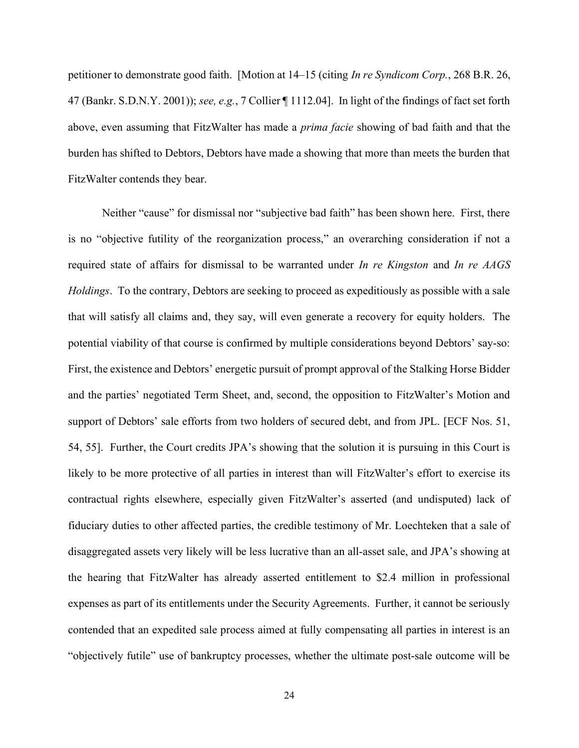petitioner to demonstrate good faith. [Motion at 14–15 (citing *In re Syndicom Corp.*, 268 B.R. 26, 47 (Bankr. S.D.N.Y. 2001)); *see, e.g.*, 7 Collier ¶ 1112.04]. In light of the findings of fact set forth above, even assuming that FitzWalter has made a *prima facie* showing of bad faith and that the burden has shifted to Debtors, Debtors have made a showing that more than meets the burden that FitzWalter contends they bear.

Neither "cause" for dismissal nor "subjective bad faith" has been shown here. First, there is no "objective futility of the reorganization process," an overarching consideration if not a required state of affairs for dismissal to be warranted under *In re Kingston* and *In re AAGS Holdings*. To the contrary, Debtors are seeking to proceed as expeditiously as possible with a sale that will satisfy all claims and, they say, will even generate a recovery for equity holders. The potential viability of that course is confirmed by multiple considerations beyond Debtors' say-so: First, the existence and Debtors' energetic pursuit of prompt approval of the Stalking Horse Bidder and the parties' negotiated Term Sheet, and, second, the opposition to FitzWalter's Motion and support of Debtors' sale efforts from two holders of secured debt, and from JPL. [ECF Nos. 51, 54, 55]. Further, the Court credits JPA's showing that the solution it is pursuing in this Court is likely to be more protective of all parties in interest than will FitzWalter's effort to exercise its contractual rights elsewhere, especially given FitzWalter's asserted (and undisputed) lack of fiduciary duties to other affected parties, the credible testimony of Mr. Loechteken that a sale of disaggregated assets very likely will be less lucrative than an all-asset sale, and JPA's showing at the hearing that FitzWalter has already asserted entitlement to $2.4 million in professional expenses as part of its entitlements under the Security Agreements. Further, it cannot be seriously contended that an expedited sale process aimed at fully compensating all parties in interest is an "objectively futile" use of bankruptcy processes, whether the ultimate post-sale outcome will be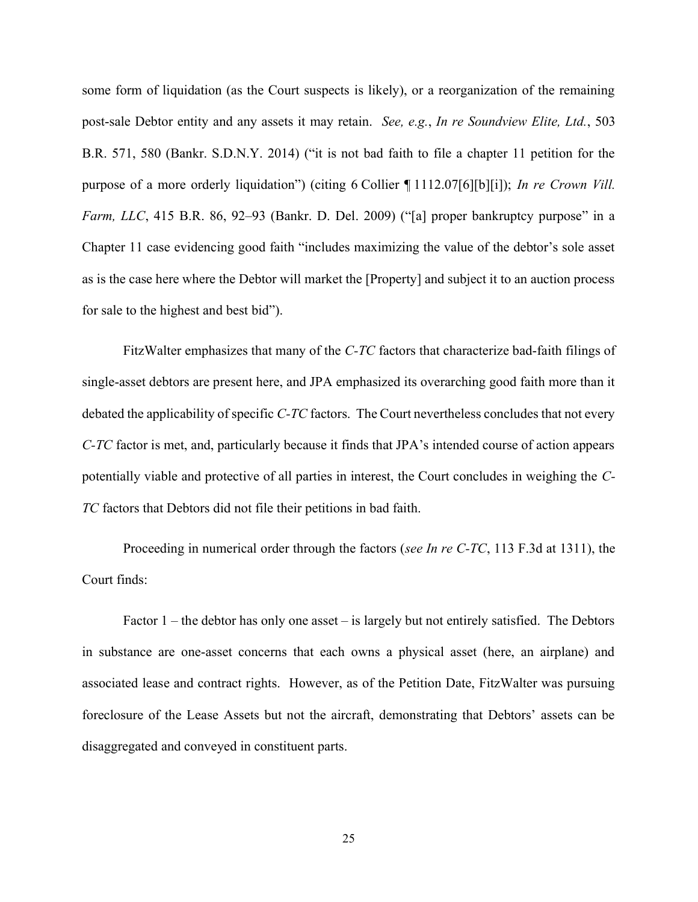some form of liquidation (as the Court suspects is likely), or a reorganization of the remaining post-sale Debtor entity and any assets it may retain. *See, e.g.*, *In re Soundview Elite, Ltd.*, 503 B.R. 571, 580 (Bankr. S.D.N.Y. 2014) ("it is not bad faith to file a chapter 11 petition for the purpose of a more orderly liquidation") (citing 6 Collier ¶ 1112.07[6][b][i]); *In re Crown Vill. Farm, LLC*, 415 B.R. 86, 92–93 (Bankr. D. Del. 2009) ("[a] proper bankruptcy purpose" in a Chapter 11 case evidencing good faith "includes maximizing the value of the debtor's sole asset as is the case here where the Debtor will market the [Property] and subject it to an auction process for sale to the highest and best bid").

FitzWalter emphasizes that many of the *C-TC* factors that characterize bad-faith filings of single-asset debtors are present here, and JPA emphasized its overarching good faith more than it debated the applicability of specific *C-TC* factors. The Court nevertheless concludes that not every *C-TC* factor is met, and, particularly because it finds that JPA's intended course of action appears potentially viable and protective of all parties in interest, the Court concludes in weighing the *C-TC* factors that Debtors did not file their petitions in bad faith.

Proceeding in numerical order through the factors (*see In re C-TC*, 113 F.3d at 1311), the Court finds:

Factor 1 – the debtor has only one asset – is largely but not entirely satisfied. The Debtors in substance are one-asset concerns that each owns a physical asset (here, an airplane) and associated lease and contract rights. However, as of the Petition Date, FitzWalter was pursuing foreclosure of the Lease Assets but not the aircraft, demonstrating that Debtors' assets can be disaggregated and conveyed in constituent parts.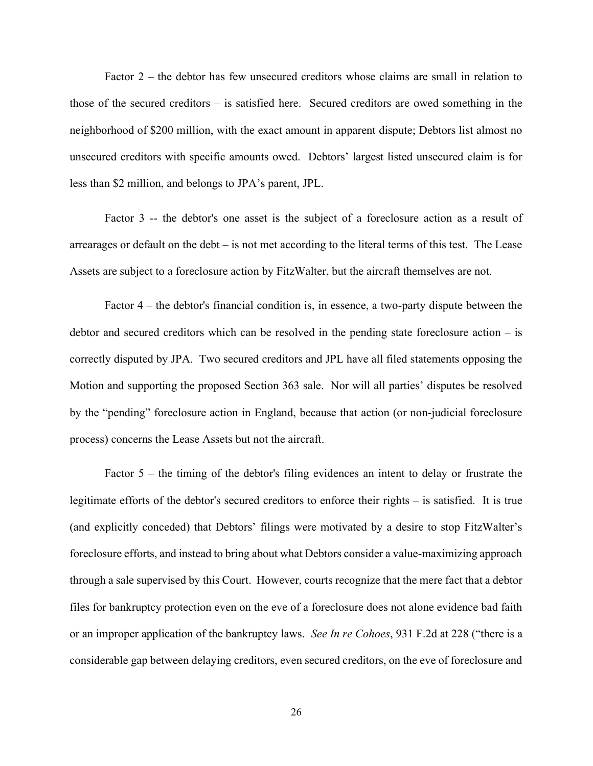Factor 2 – the debtor has few unsecured creditors whose claims are small in relation to those of the secured creditors – is satisfied here. Secured creditors are owed something in the neighborhood of $200 million, with the exact amount in apparent dispute; Debtors list almost no unsecured creditors with specific amounts owed. Debtors' largest listed unsecured claim is for less than $2 million, and belongs to JPA's parent, JPL.

Factor 3 -- the debtor's one asset is the subject of a foreclosure action as a result of arrearages or default on the debt – is not met according to the literal terms of this test. The Lease Assets are subject to a foreclosure action by FitzWalter, but the aircraft themselves are not.

Factor 4 – the debtor's financial condition is, in essence, a two-party dispute between the debtor and secured creditors which can be resolved in the pending state foreclosure action – is correctly disputed by JPA. Two secured creditors and JPL have all filed statements opposing the Motion and supporting the proposed Section 363 sale. Nor will all parties' disputes be resolved by the "pending" foreclosure action in England, because that action (or non-judicial foreclosure process) concerns the Lease Assets but not the aircraft.

Factor 5 – the timing of the debtor's filing evidences an intent to delay or frustrate the legitimate efforts of the debtor's secured creditors to enforce their rights – is satisfied. It is true (and explicitly conceded) that Debtors' filings were motivated by a desire to stop FitzWalter's foreclosure efforts, and instead to bring about what Debtors consider a value-maximizing approach through a sale supervised by this Court. However, courts recognize that the mere fact that a debtor files for bankruptcy protection even on the eve of a foreclosure does not alone evidence bad faith or an improper application of the bankruptcy laws. *See In re Cohoes*, 931 F.2d at 228 ("there is a considerable gap between delaying creditors, even secured creditors, on the eve of foreclosure and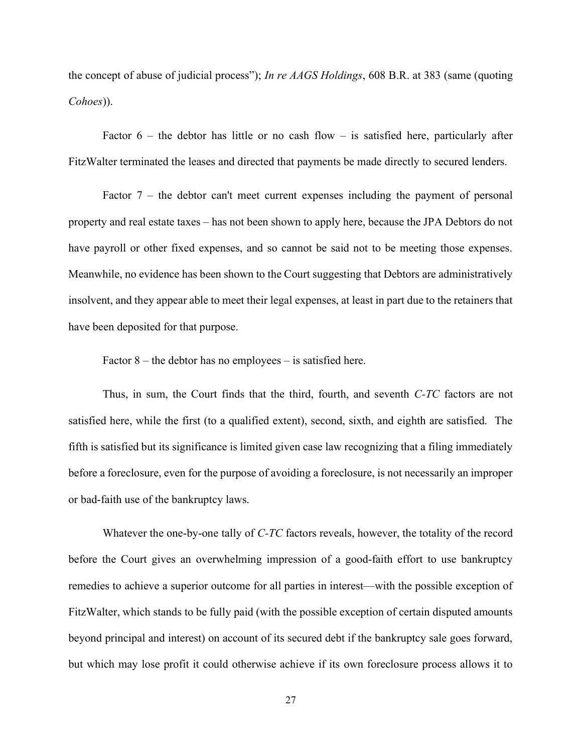the concept of abuse of judicial process"); *In re AAGS Holdings*, 608 B.R. at 383 (same (quoting *Cohoes*)).

Factor 6 – the debtor has little or no cash flow – is satisfied here, particularly after FitzWalter terminated the leases and directed that payments be made directly to secured lenders.

Factor 7 – the debtor can't meet current expenses including the payment of personal property and real estate taxes – has not been shown to apply here, because the JPA Debtors do not have payroll or other fixed expenses, and so cannot be said not to be meeting those expenses. Meanwhile, no evidence has been shown to the Court suggesting that Debtors are administratively insolvent, and they appear able to meet their legal expenses, at least in part due to the retainers that have been deposited for that purpose.

Factor 8 – the debtor has no employees – is satisfied here.

Thus, in sum, the Court finds that the third, fourth, and seventh *C-TC* factors are not satisfied here, while the first (to a qualified extent), second, sixth, and eighth are satisfied. The fifth is satisfied but its significance is limited given case law recognizing that a filing immediately before a foreclosure, even for the purpose of avoiding a foreclosure, is not necessarily an improper or bad-faith use of the bankruptcy laws.

Whatever the one-by-one tally of *C-TC* factors reveals, however, the totality of the record before the Court gives an overwhelming impression of a good-faith effort to use bankruptcy remedies to achieve a superior outcome for all parties in interest—with the possible exception of FitzWalter, which stands to be fully paid (with the possible exception of certain disputed amounts beyond principal and interest) on account of its secured debt if the bankruptcy sale goes forward, but which may lose profit it could otherwise achieve if its own foreclosure process allows it to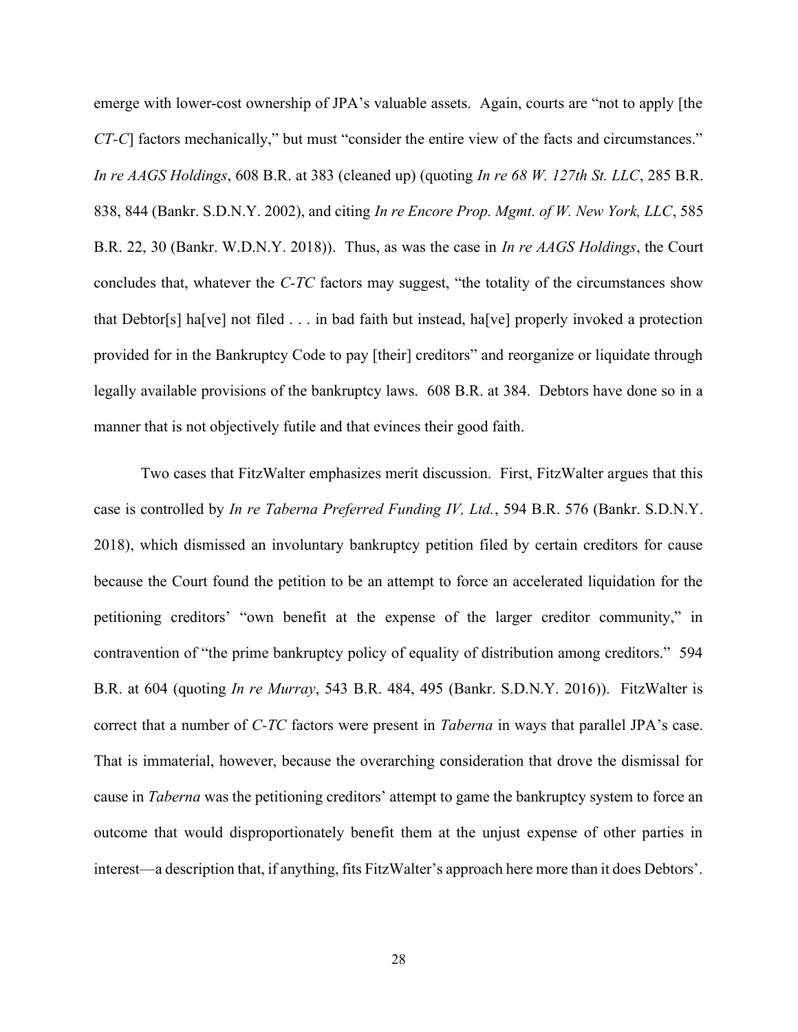emerge with lower-cost ownership of JPA's valuable assets. Again, courts are "not to apply [the *CT-C*] factors mechanically," but must "consider the entire view of the facts and circumstances." *In re AAGS Holdings*, 608 B.R. at 383 (cleaned up) (quoting *In re 68 W. 127th St. LLC*, 285 B.R. 838, 844 (Bankr. S.D.N.Y. 2002), and citing *In re Encore Prop. Mgmt. of W. New York, LLC*, 585 B.R. 22, 30 (Bankr. W.D.N.Y. 2018)). Thus, as was the case in *In re AAGS Holdings*, the Court concludes that, whatever the *C-TC* factors may suggest, "the totality of the circumstances show that Debtor[s] ha[ve] not filed . . . in bad faith but instead, ha[ve] properly invoked a protection provided for in the Bankruptcy Code to pay [their] creditors" and reorganize or liquidate through legally available provisions of the bankruptcy laws. 608 B.R. at 384. Debtors have done so in a manner that is not objectively futile and that evinces their good faith.

Two cases that FitzWalter emphasizes merit discussion. First, FitzWalter argues that this case is controlled by *In re Taberna Preferred Funding IV, Ltd.*, 594 B.R. 576 (Bankr. S.D.N.Y. 2018), which dismissed an involuntary bankruptcy petition filed by certain creditors for cause because the Court found the petition to be an attempt to force an accelerated liquidation for the petitioning creditors' "own benefit at the expense of the larger creditor community," in contravention of "the prime bankruptcy policy of equality of distribution among creditors." 594 B.R. at 604 (quoting *In re Murray*, 543 B.R. 484, 495 (Bankr. S.D.N.Y. 2016)). FitzWalter is correct that a number of *C-TC* factors were present in *Taberna* in ways that parallel JPA's case. That is immaterial, however, because the overarching consideration that drove the dismissal for cause in *Taberna* was the petitioning creditors' attempt to game the bankruptcy system to force an outcome that would disproportionately benefit them at the unjust expense of other parties in interest—a description that, if anything, fits FitzWalter's approach here more than it does Debtors'.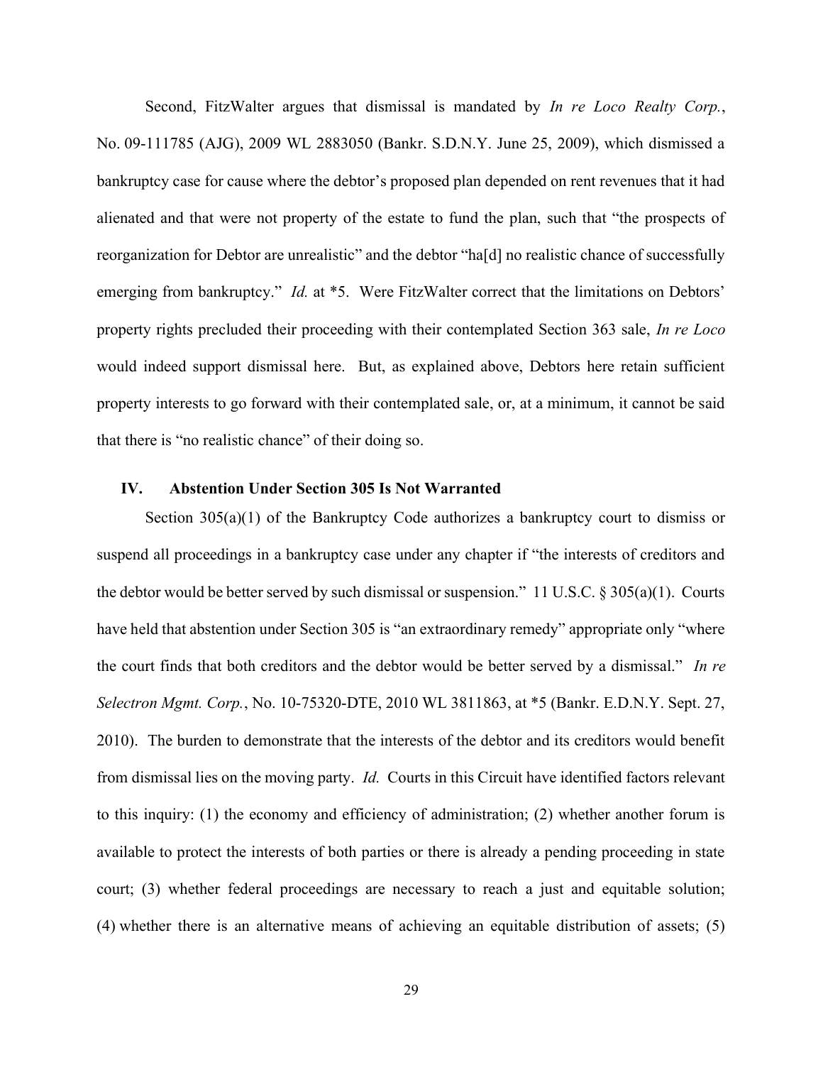Second, FitzWalter argues that dismissal is mandated by *In re Loco Realty Corp.*, No. 09-111785 (AJG), 2009 WL 2883050 (Bankr. S.D.N.Y. June 25, 2009), which dismissed a bankruptcy case for cause where the debtor's proposed plan depended on rent revenues that it had alienated and that were not property of the estate to fund the plan, such that "the prospects of reorganization for Debtor are unrealistic" and the debtor "ha[d] no realistic chance of successfully emerging from bankruptcy." *Id.* at *5. Were FitzWalter correct that the limitations on Debtors' property rights precluded their proceeding with their contemplated Section 363 sale, *In re Loco* would indeed support dismissal here. But, as explained above, Debtors here retain sufficient property interests to go forward with their contemplated sale, or, at a minimum, it cannot be said that there is "no realistic chance" of their doing so.

### IV. Abstention Under Section 305 Is Not Warranted

Section 305(a)(1) of the Bankruptcy Code authorizes a bankruptcy court to dismiss or suspend all proceedings in a bankruptcy case under any chapter if "the interests of creditors and the debtor would be better served by such dismissal or suspension." 11 U.S.C. § 305(a)(1). Courts have held that abstention under Section 305 is "an extraordinary remedy" appropriate only "where the court finds that both creditors and the debtor would be better served by a dismissal." *In re Selectron Mgmt. Corp.*, No. 10-75320-DTE, 2010 WL 3811863, at *5 (Bankr. E.D.N.Y. Sept. 27, 2010). The burden to demonstrate that the interests of the debtor and its creditors would benefit from dismissal lies on the moving party. *Id.* Courts in this Circuit have identified factors relevant to this inquiry: (1) the economy and efficiency of administration; (2) whether another forum is available to protect the interests of both parties or there is already a pending proceeding in state court; (3) whether federal proceedings are necessary to reach a just and equitable solution; (4) whether there is an alternative means of achieving an equitable distribution of assets; (5)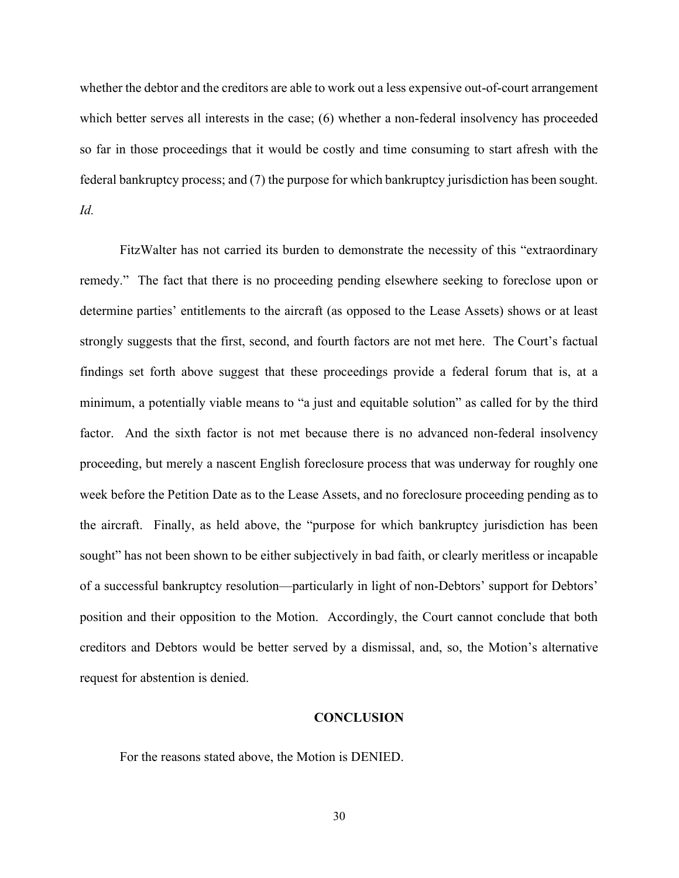whether the debtor and the creditors are able to work out a less expensive out-of-court arrangement which better serves all interests in the case; (6) whether a non-federal insolvency has proceeded so far in those proceedings that it would be costly and time consuming to start afresh with the federal bankruptcy process; and (7) the purpose for which bankruptcy jurisdiction has been sought. *Id.*

FitzWalter has not carried its burden to demonstrate the necessity of this "extraordinary remedy." The fact that there is no proceeding pending elsewhere seeking to foreclose upon or determine parties' entitlements to the aircraft (as opposed to the Lease Assets) shows or at least strongly suggests that the first, second, and fourth factors are not met here. The Court's factual findings set forth above suggest that these proceedings provide a federal forum that is, at a minimum, a potentially viable means to "a just and equitable solution" as called for by the third factor. And the sixth factor is not met because there is no advanced non-federal insolvency proceeding, but merely a nascent English foreclosure process that was underway for roughly one week before the Petition Date as to the Lease Assets, and no foreclosure proceeding pending as to the aircraft. Finally, as held above, the "purpose for which bankruptcy jurisdiction has been sought" has not been shown to be either subjectively in bad faith, or clearly meritless or incapable of a successful bankruptcy resolution—particularly in light of non-Debtors' support for Debtors' position and their opposition to the Motion. Accordingly, the Court cannot conclude that both creditors and Debtors would be better served by a dismissal, and, so, the Motion's alternative request for abstention is denied.

## CONCLUSION

For the reasons stated above, the Motion is DENIED.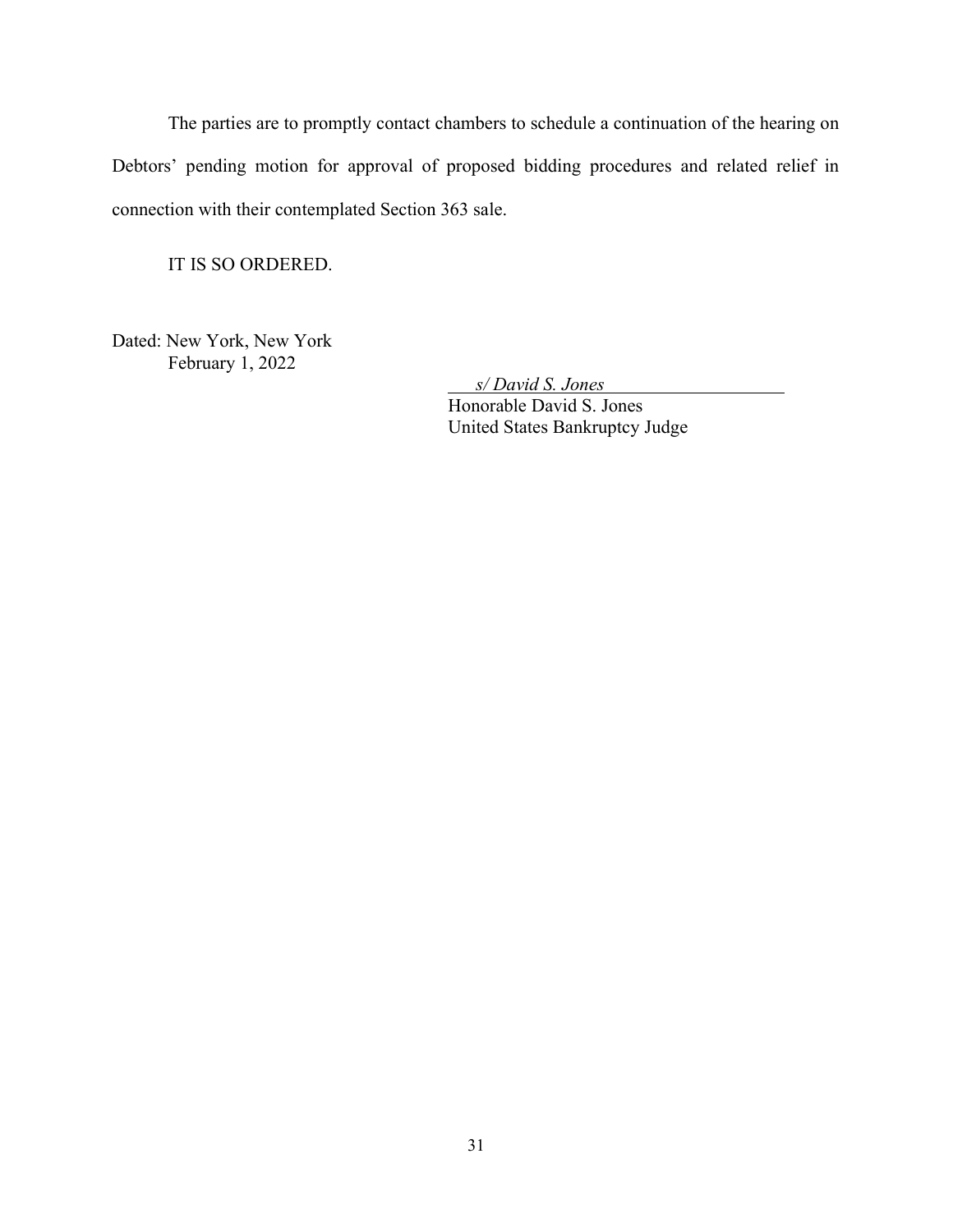The parties are to promptly contact chambers to schedule a continuation of the hearing on Debtors' pending motion for approval of proposed bidding procedures and related relief in connection with their contemplated Section 363 sale.

IT IS SO ORDERED.

Dated: New York, New York
February 1, 2022

*s/ David S. Jones*
Honorable David S. Jones
United States Bankruptcy Judge